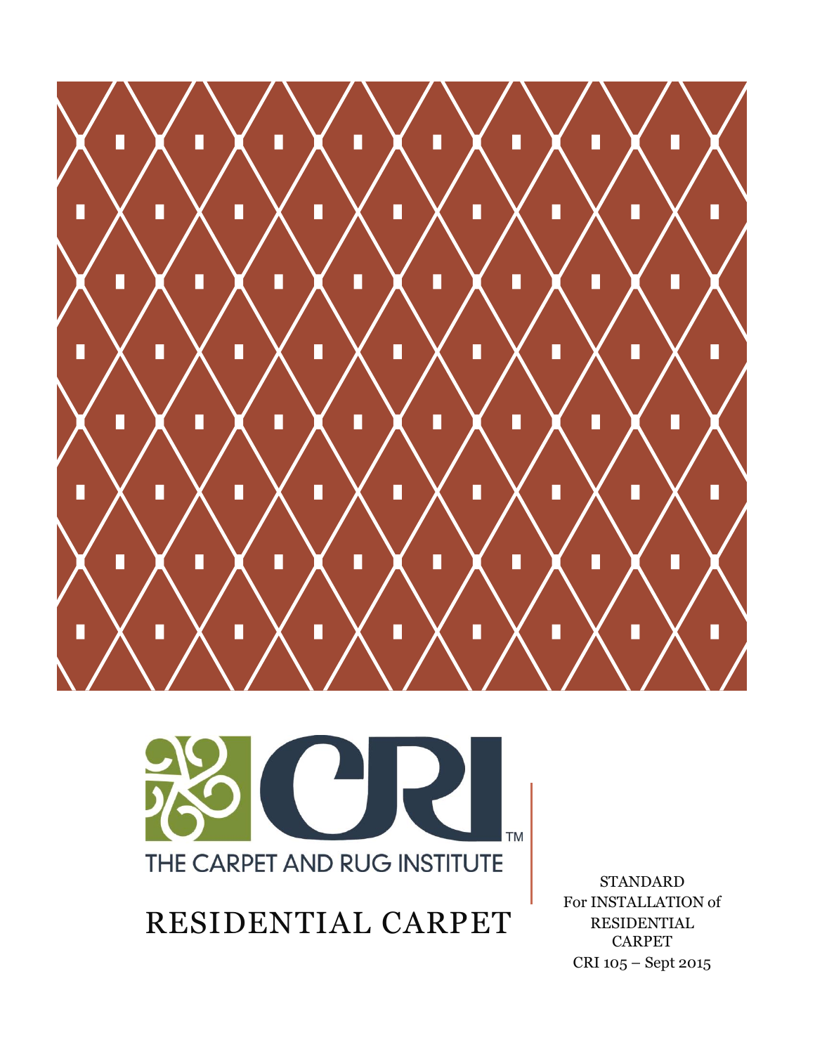THE CARPET AND RUG INSTITUTE

# RESIDENTIAL CARPET

STANDARD
For INSTALLATION of
RESIDENTIAL
CARPET
CRI 105 – Sept 2015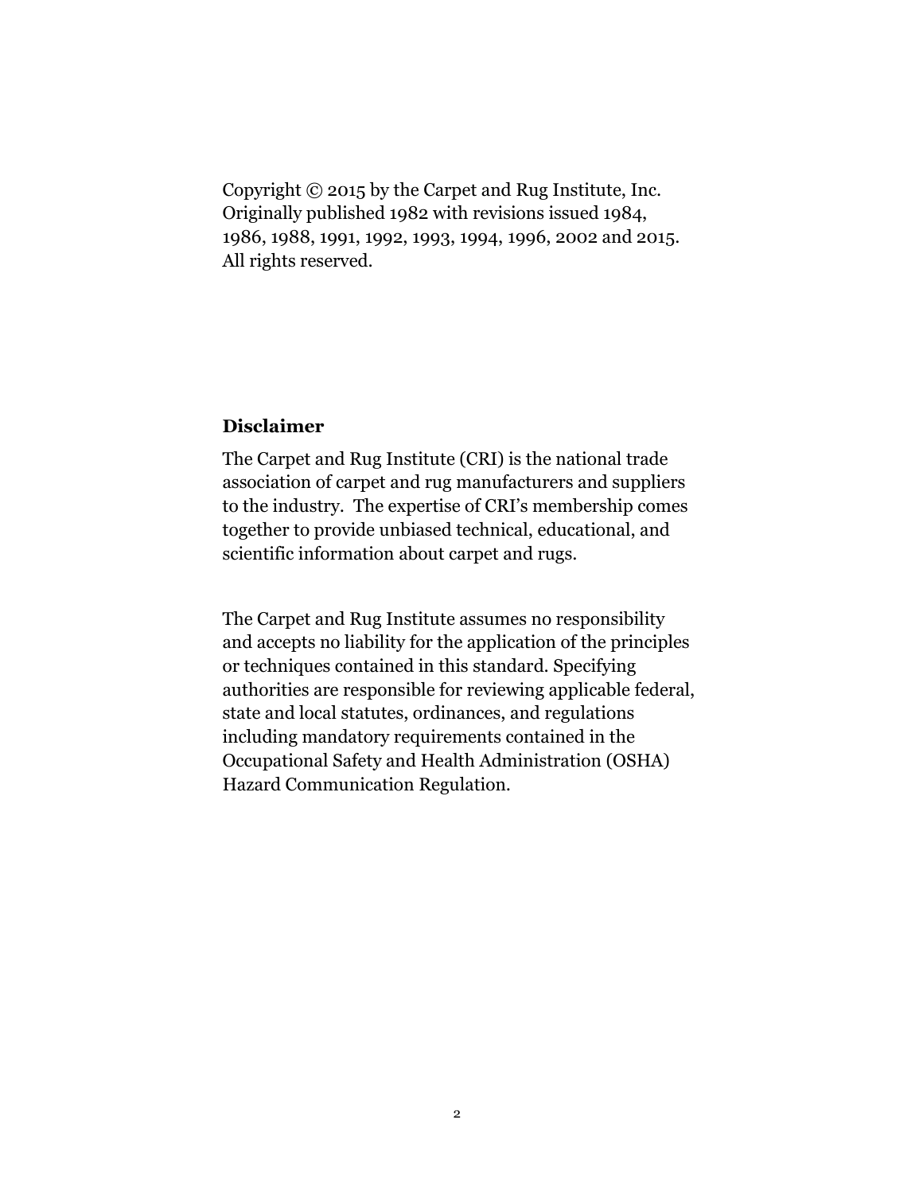Copyright © 2015 by the Carpet and Rug Institute, Inc. Originally published 1982 with revisions issued 1984, 1986, 1988, 1991, 1992, 1993, 1994, 1996, 2002 and 2015. All rights reserved.

## Disclaimer

The Carpet and Rug Institute (CRI) is the national trade association of carpet and rug manufacturers and suppliers to the industry. The expertise of CRI's membership comes together to provide unbiased technical, educational, and scientific information about carpet and rugs.

The Carpet and Rug Institute assumes no responsibility and accepts no liability for the application of the principles or techniques contained in this standard. Specifying authorities are responsible for reviewing applicable federal, state and local statutes, ordinances, and regulations including mandatory requirements contained in the Occupational Safety and Health Administration (OSHA) Hazard Communication Regulation.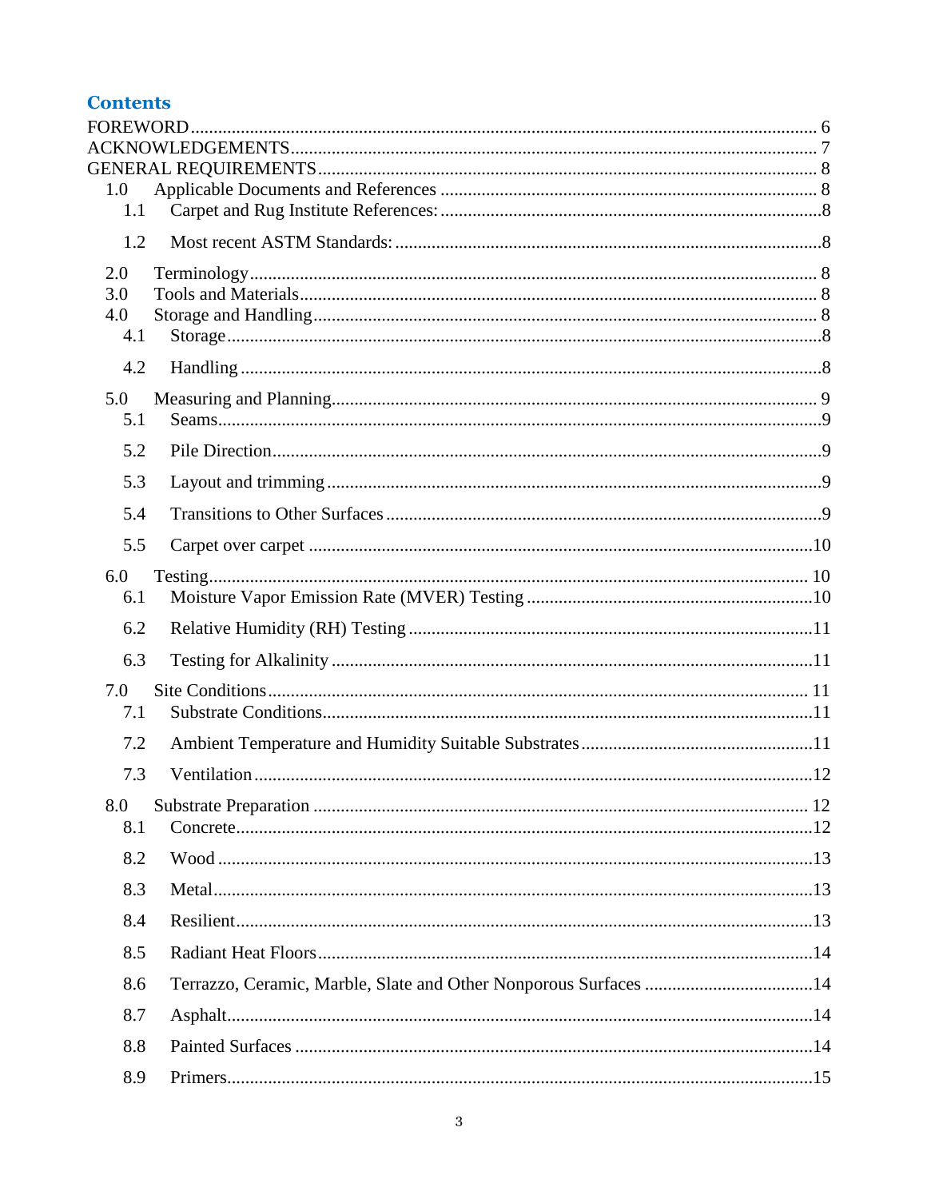## Contents

FOREWORD ..... 6
ACKNOWLEDGEMENTS ..... 7
GENERAL REQUIREMENTS ..... 8

- 1.0 Applicable Documents and References ..... 8
  - 1.1 Carpet and Rug Institute References: ..... 8
  - 1.2 Most recent ASTM Standards: ..... 8
- 2.0 Terminology ..... 8
- 3.0 Tools and Materials ..... 8
- 4.0 Storage and Handling ..... 8
  - 4.1 Storage ..... 8
  - 4.2 Handling ..... 8
- 5.0 Measuring and Planning ..... 9
  - 5.1 Seams ..... 9
  - 5.2 Pile Direction ..... 9
  - 5.3 Layout and trimming ..... 9
  - 5.4 Transitions to Other Surfaces ..... 9
  - 5.5 Carpet over carpet ..... 10
- 6.0 Testing ..... 10
  - 6.1 Moisture Vapor Emission Rate (MVER) Testing ..... 10
  - 6.2 Relative Humidity (RH) Testing ..... 11
  - 6.3 Testing for Alkalinity ..... 11
- 7.0 Site Conditions ..... 11
  - 7.1 Substrate Conditions ..... 11
  - 7.2 Ambient Temperature and Humidity Suitable Substrates ..... 11
  - 7.3 Ventilation ..... 12
- 8.0 Substrate Preparation ..... 12
  - 8.1 Concrete ..... 12
  - 8.2 Wood ..... 13
  - 8.3 Metal ..... 13
  - 8.4 Resilient ..... 13
  - 8.5 Radiant Heat Floors ..... 14
  - 8.6 Terrazzo, Ceramic, Marble, Slate and Other Nonporous Surfaces ..... 14
  - 8.7 Asphalt ..... 14
  - 8.8 Painted Surfaces ..... 14
  - 8.9 Primers ..... 15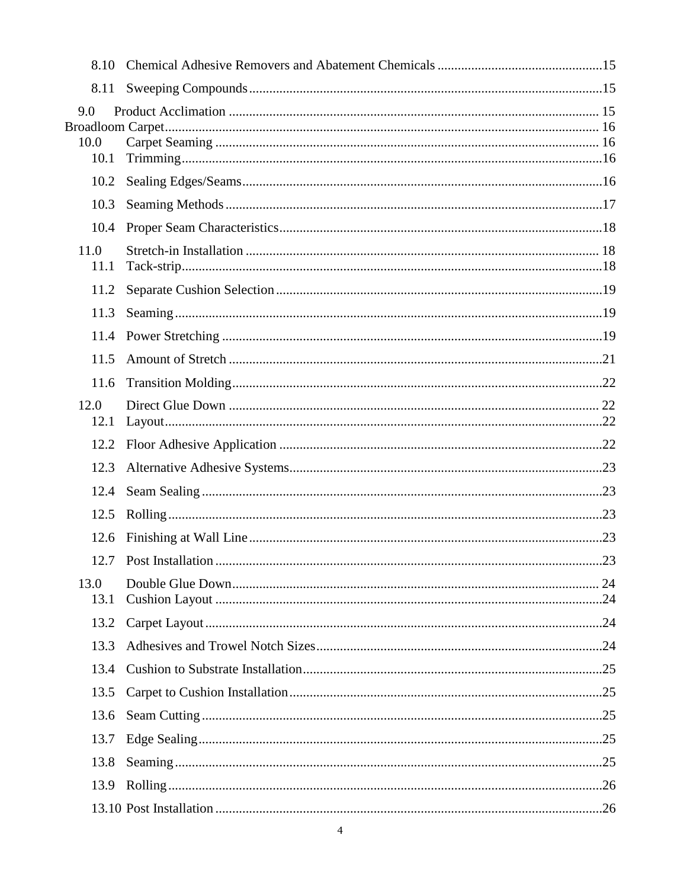8.10 Chemical Adhesive Removers and Abatement Chemicals ................................................15

8.11 Sweeping Compounds........................................................................................................15

9.0 Product Acclimation ............................................................................................................. 15

Broadloom Carpet................................................................................................................... 16

10.0 Carpet Seaming ................................................................................................................. 16

10.1 Trimming............................................................................................................................16

10.2 Sealing Edges/Seams..........................................................................................................16

10.3 Seaming Methods...............................................................................................................17

10.4 Proper Seam Characteristics...............................................................................................18

11.0 Stretch-in Installation ........................................................................................................ 18

11.1 Tack-strip............................................................................................................................18

11.2 Separate Cushion Selection................................................................................................19

11.3 Seaming..............................................................................................................................19

11.4 Power Stretching ................................................................................................................19

11.5 Amount of Stretch ..............................................................................................................21

11.6 Transition Molding.............................................................................................................22

12.0 Direct Glue Down ............................................................................................................. 22

12.1 Layout.................................................................................................................................22

12.2 Floor Adhesive Application ...............................................................................................22

12.3 Alternative Adhesive Systems............................................................................................23

12.4 Seam Sealing......................................................................................................................23

12.5 Rolling................................................................................................................................23

12.6 Finishing at Wall Line........................................................................................................23

12.7 Post Installation..................................................................................................................23

13.0 Double Glue Down............................................................................................................ 24

13.1 Cushion Layout ..................................................................................................................24

13.2 Carpet Layout.....................................................................................................................24

13.3 Adhesives and Trowel Notch Sizes....................................................................................24

13.4 Cushion to Substrate Installation........................................................................................25

13.5 Carpet to Cushion Installation............................................................................................25

13.6 Seam Cutting......................................................................................................................25

13.7 Edge Sealing.......................................................................................................................25

13.8 Seaming..............................................................................................................................25

13.9 Rolling................................................................................................................................26

13.10 Post Installation................................................................................................................26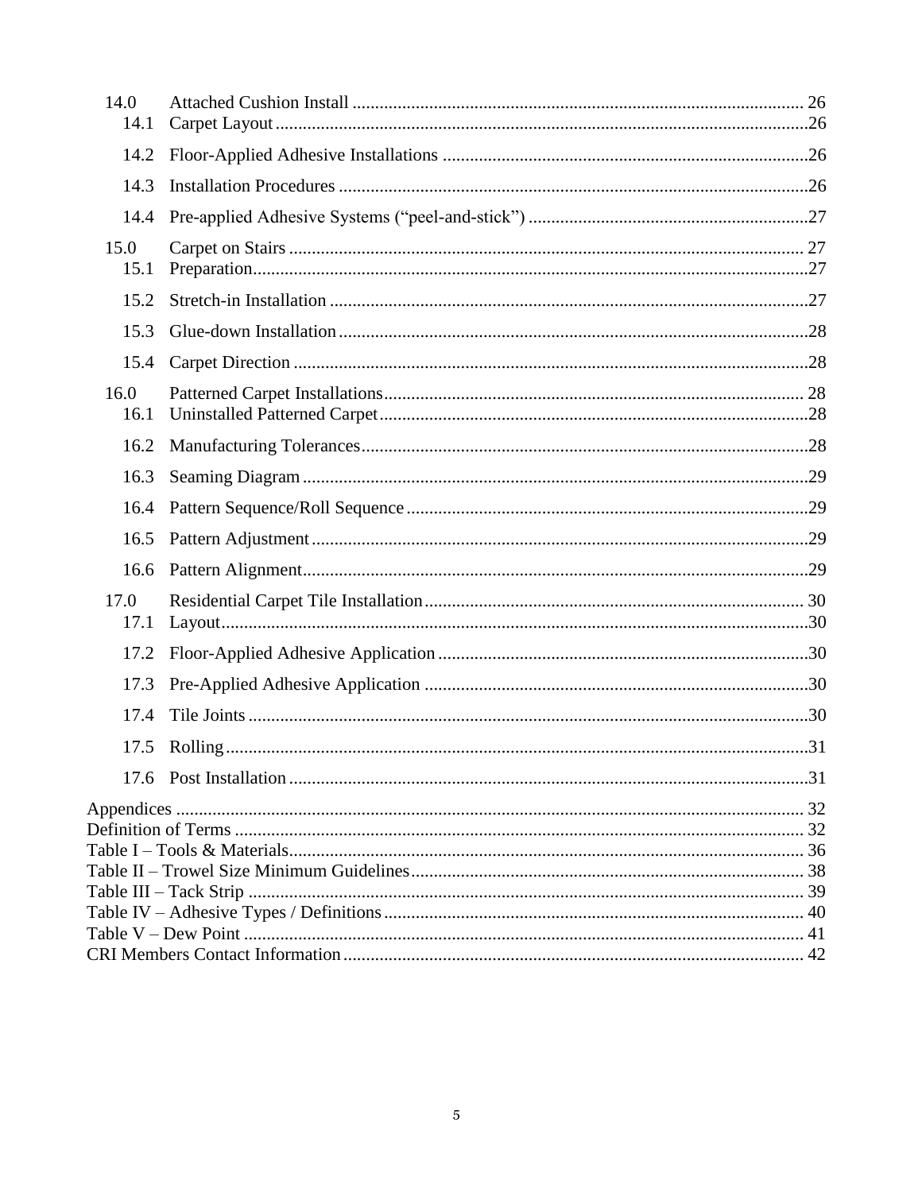| | | |
|---|---|---|
| 14.0 | Attached Cushion Install | 26 |
| 14.1 | Carpet Layout | 26 |
| 14.2 | Floor-Applied Adhesive Installations | 26 |
| 14.3 | Installation Procedures | 26 |
| 14.4 | Pre-applied Adhesive Systems ("peel-and-stick") | 27 |
| 15.0 | Carpet on Stairs | 27 |
| 15.1 | Preparation | 27 |
| 15.2 | Stretch-in Installation | 27 |
| 15.3 | Glue-down Installation | 28 |
| 15.4 | Carpet Direction | 28 |
| 16.0 | Patterned Carpet Installations | 28 |
| 16.1 | Uninstalled Patterned Carpet | 28 |
| 16.2 | Manufacturing Tolerances | 28 |
| 16.3 | Seaming Diagram | 29 |
| 16.4 | Pattern Sequence/Roll Sequence | 29 |
| 16.5 | Pattern Adjustment | 29 |
| 16.6 | Pattern Alignment | 29 |
| 17.0 | Residential Carpet Tile Installation | 30 |
| 17.1 | Layout | 30 |
| 17.2 | Floor-Applied Adhesive Application | 30 |
| 17.3 | Pre-Applied Adhesive Application | 30 |
| 17.4 | Tile Joints | 30 |
| 17.5 | Rolling | 31 |
| 17.6 | Post Installation | 31 |
| Appendices | | 32 |
| Definition of Terms | | 32 |
| Table I – Tools & Materials | | 36 |
| Table II – Trowel Size Minimum Guidelines | | 38 |
| Table III – Tack Strip | | 39 |
| Table IV – Adhesive Types / Definitions | | 40 |
| Table V – Dew Point | | 41 |
| CRI Members Contact Information | | 42 |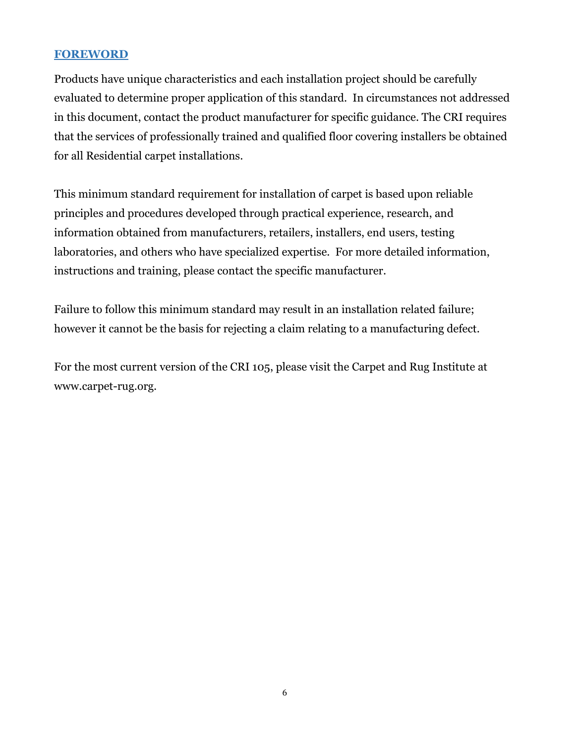## FOREWORD

Products have unique characteristics and each installation project should be carefully evaluated to determine proper application of this standard. In circumstances not addressed in this document, contact the product manufacturer for specific guidance. The CRI requires that the services of professionally trained and qualified floor covering installers be obtained for all Residential carpet installations.

This minimum standard requirement for installation of carpet is based upon reliable principles and procedures developed through practical experience, research, and information obtained from manufacturers, retailers, installers, end users, testing laboratories, and others who have specialized expertise. For more detailed information, instructions and training, please contact the specific manufacturer.

Failure to follow this minimum standard may result in an installation related failure; however it cannot be the basis for rejecting a claim relating to a manufacturing defect.

For the most current version of the CRI 105, please visit the Carpet and Rug Institute at www.carpet-rug.org.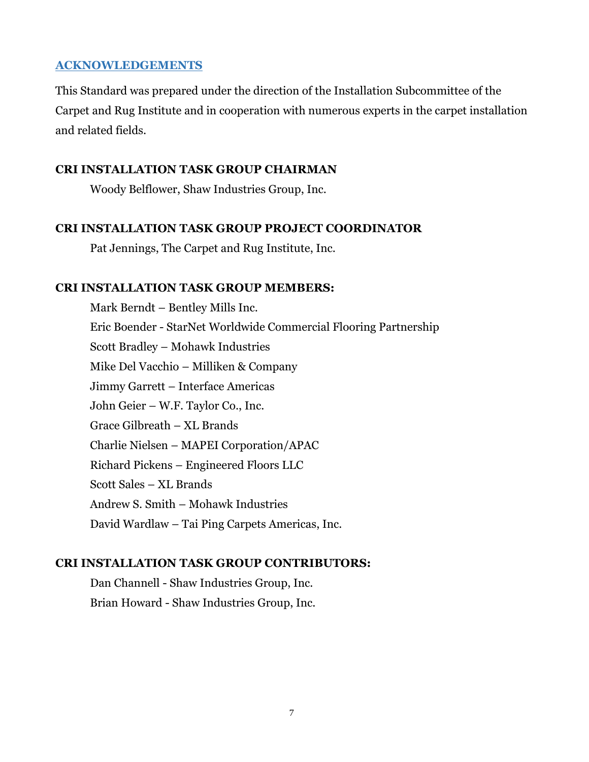## ACKNOWLEDGEMENTS

This Standard was prepared under the direction of the Installation Subcommittee of the Carpet and Rug Institute and in cooperation with numerous experts in the carpet installation and related fields.

### CRI INSTALLATION TASK GROUP CHAIRMAN

Woody Belflower, Shaw Industries Group, Inc.

### CRI INSTALLATION TASK GROUP PROJECT COORDINATOR

Pat Jennings, The Carpet and Rug Institute, Inc.

### CRI INSTALLATION TASK GROUP MEMBERS:

Mark Berndt – Bentley Mills Inc.

Eric Boender - StarNet Worldwide Commercial Flooring Partnership

Scott Bradley – Mohawk Industries

Mike Del Vacchio – Milliken & Company

Jimmy Garrett – Interface Americas

John Geier – W.F. Taylor Co., Inc.

Grace Gilbreath – XL Brands

Charlie Nielsen – MAPEI Corporation/APAC

Richard Pickens – Engineered Floors LLC

Scott Sales – XL Brands

Andrew S. Smith – Mohawk Industries

David Wardlaw – Tai Ping Carpets Americas, Inc.

### CRI INSTALLATION TASK GROUP CONTRIBUTORS:

Dan Channell - Shaw Industries Group, Inc.

Brian Howard - Shaw Industries Group, Inc.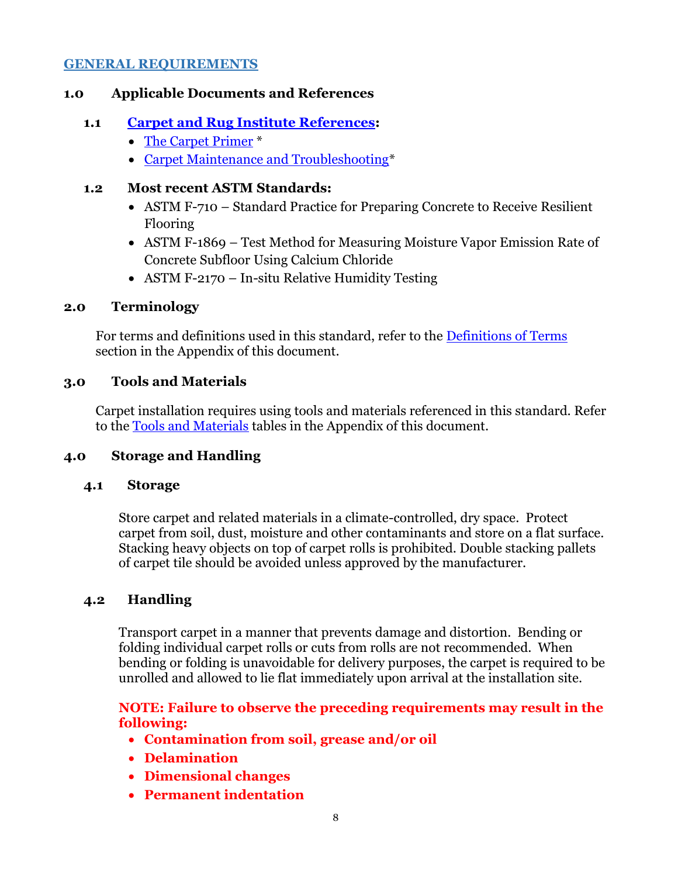# GENERAL REQUIREMENTS

## 1.0 Applicable Documents and References

### 1.1 Carpet and Rug Institute References:

- The Carpet Primer *
- Carpet Maintenance and Troubleshooting*

### 1.2 Most recent ASTM Standards:

- ASTM F-710 – Standard Practice for Preparing Concrete to Receive Resilient Flooring
- ASTM F-1869 – Test Method for Measuring Moisture Vapor Emission Rate of Concrete Subfloor Using Calcium Chloride
- ASTM F-2170 – In-situ Relative Humidity Testing

## 2.0 Terminology

For terms and definitions used in this standard, refer to the Definitions of Terms section in the Appendix of this document.

## 3.0 Tools and Materials

Carpet installation requires using tools and materials referenced in this standard. Refer to the Tools and Materials tables in the Appendix of this document.

## 4.0 Storage and Handling

### 4.1 Storage

Store carpet and related materials in a climate-controlled, dry space. Protect carpet from soil, dust, moisture and other contaminants and store on a flat surface. Stacking heavy objects on top of carpet rolls is prohibited. Double stacking pallets of carpet tile should be avoided unless approved by the manufacturer.

### 4.2 Handling

Transport carpet in a manner that prevents damage and distortion. Bending or folding individual carpet rolls or cuts from rolls are not recommended. When bending or folding is unavoidable for delivery purposes, the carpet is required to be unrolled and allowed to lie flat immediately upon arrival at the installation site.

**NOTE: Failure to observe the preceding requirements may result in the following:**

- **Contamination from soil, grease and/or oil**
- **Delamination**
- **Dimensional changes**
- **Permanent indentation**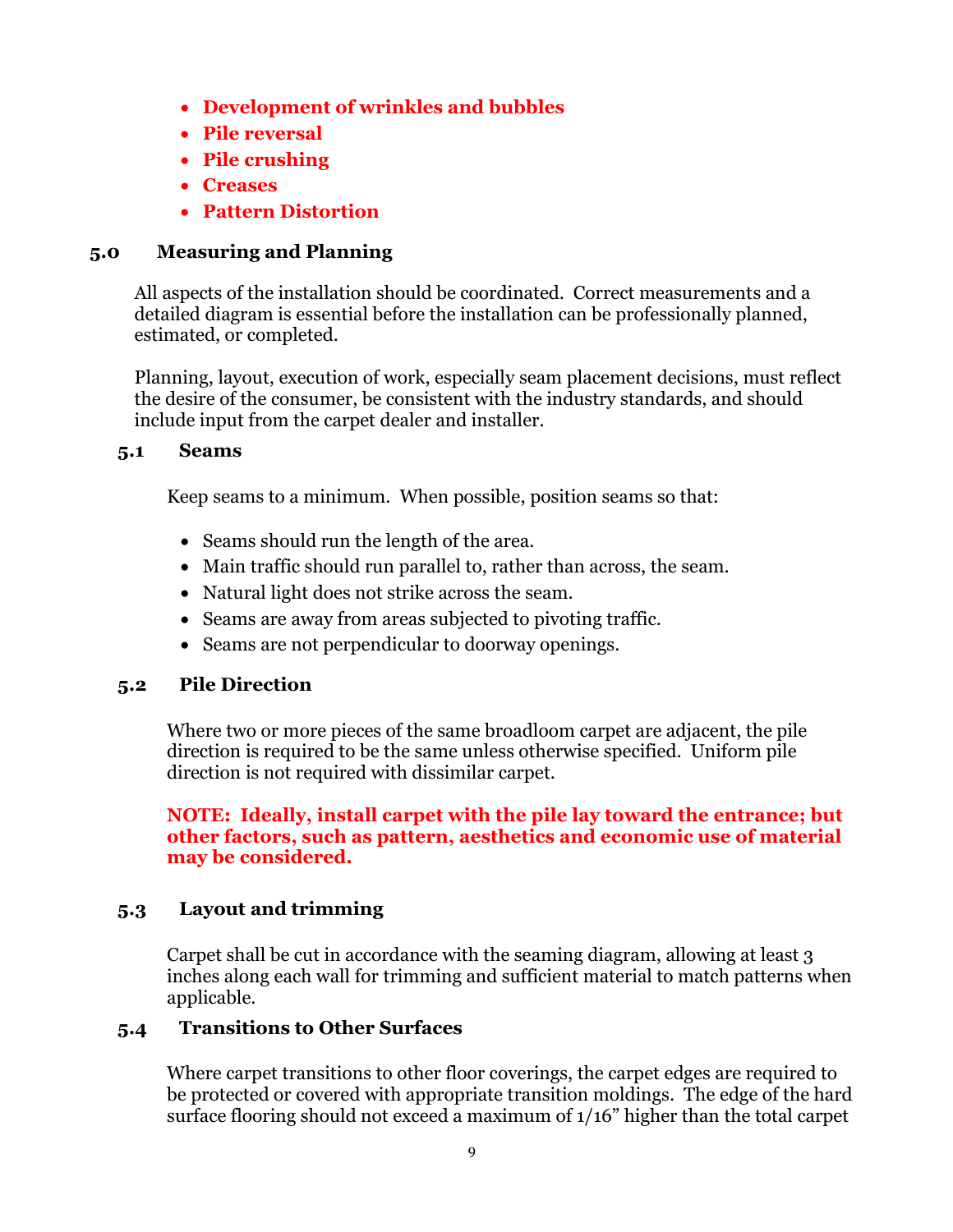- **Development of wrinkles and bubbles**
- **Pile reversal**
- **Pile crushing**
- **Creases**
- **Pattern Distortion**

## 5.0 Measuring and Planning

All aspects of the installation should be coordinated. Correct measurements and a detailed diagram is essential before the installation can be professionally planned, estimated, or completed.

Planning, layout, execution of work, especially seam placement decisions, must reflect the desire of the consumer, be consistent with the industry standards, and should include input from the carpet dealer and installer.

### 5.1 Seams

Keep seams to a minimum. When possible, position seams so that:

- Seams should run the length of the area.
- Main traffic should run parallel to, rather than across, the seam.
- Natural light does not strike across the seam.
- Seams are away from areas subjected to pivoting traffic.
- Seams are not perpendicular to doorway openings.

### 5.2 Pile Direction

Where two or more pieces of the same broadloom carpet are adjacent, the pile direction is required to be the same unless otherwise specified. Uniform pile direction is not required with dissimilar carpet.

**NOTE: Ideally, install carpet with the pile lay toward the entrance; but other factors, such as pattern, aesthetics and economic use of material may be considered.**

### 5.3 Layout and trimming

Carpet shall be cut in accordance with the seaming diagram, allowing at least 3 inches along each wall for trimming and sufficient material to match patterns when applicable.

### 5.4 Transitions to Other Surfaces

Where carpet transitions to other floor coverings, the carpet edges are required to be protected or covered with appropriate transition moldings. The edge of the hard surface flooring should not exceed a maximum of 1/16" higher than the total carpet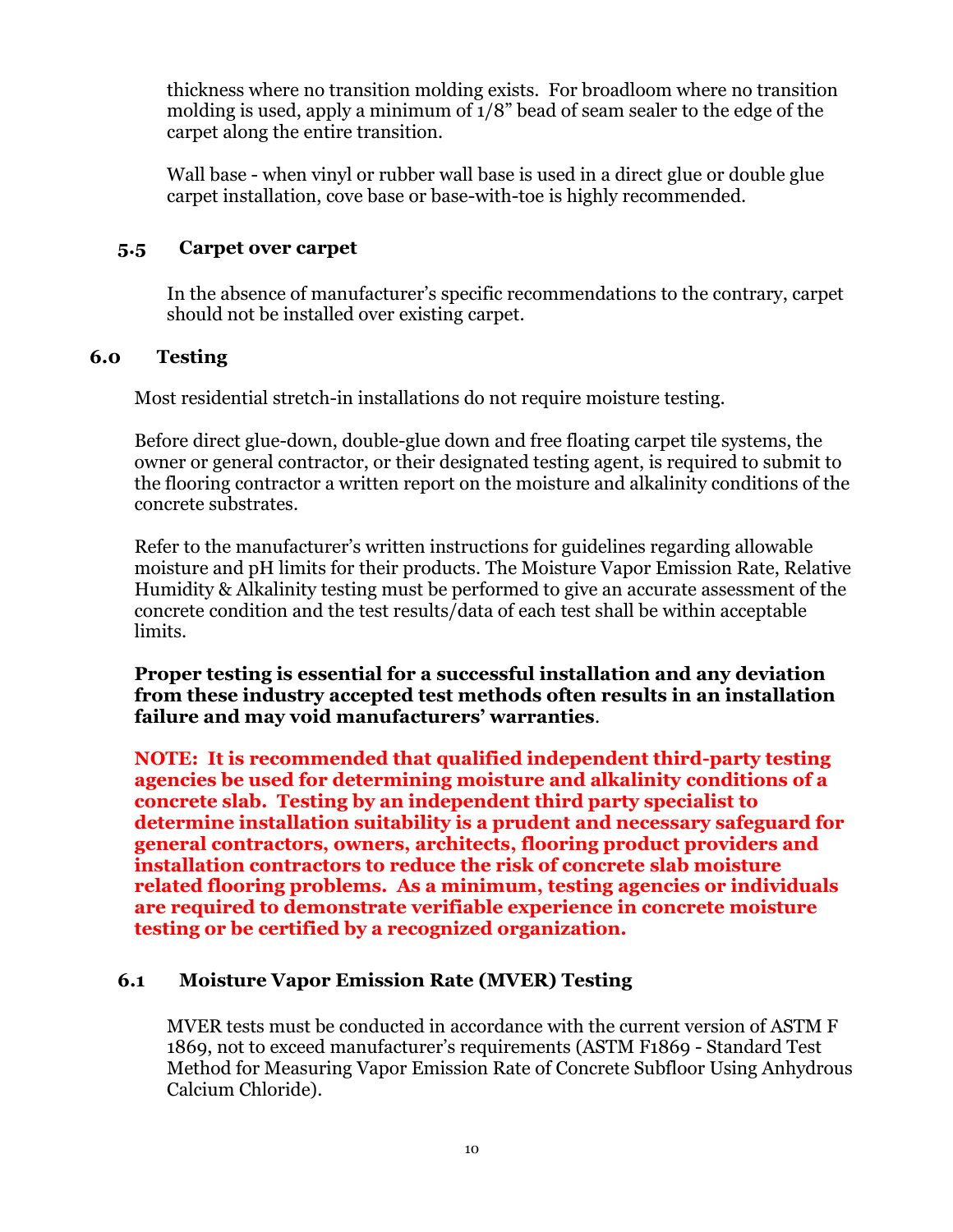thickness where no transition molding exists. For broadloom where no transition molding is used, apply a minimum of 1/8" bead of seam sealer to the edge of the carpet along the entire transition.

Wall base - when vinyl or rubber wall base is used in a direct glue or double glue carpet installation, cove base or base-with-toe is highly recommended.

### 5.5 Carpet over carpet

In the absence of manufacturer's specific recommendations to the contrary, carpet should not be installed over existing carpet.

## 6.0 Testing

Most residential stretch-in installations do not require moisture testing.

Before direct glue-down, double-glue down and free floating carpet tile systems, the owner or general contractor, or their designated testing agent, is required to submit to the flooring contractor a written report on the moisture and alkalinity conditions of the concrete substrates.

Refer to the manufacturer's written instructions for guidelines regarding allowable moisture and pH limits for their products. The Moisture Vapor Emission Rate, Relative Humidity & Alkalinity testing must be performed to give an accurate assessment of the concrete condition and the test results/data of each test shall be within acceptable limits.

**Proper testing is essential for a successful installation and any deviation from these industry accepted test methods often results in an installation failure and may void manufacturers' warranties**.

**NOTE: It is recommended that qualified independent third-party testing agencies be used for determining moisture and alkalinity conditions of a concrete slab. Testing by an independent third party specialist to determine installation suitability is a prudent and necessary safeguard for general contractors, owners, architects, flooring product providers and installation contractors to reduce the risk of concrete slab moisture related flooring problems. As a minimum, testing agencies or individuals are required to demonstrate verifiable experience in concrete moisture testing or be certified by a recognized organization.**

### 6.1 Moisture Vapor Emission Rate (MVER) Testing

MVER tests must be conducted in accordance with the current version of ASTM F 1869, not to exceed manufacturer's requirements (ASTM F1869 - Standard Test Method for Measuring Vapor Emission Rate of Concrete Subfloor Using Anhydrous Calcium Chloride).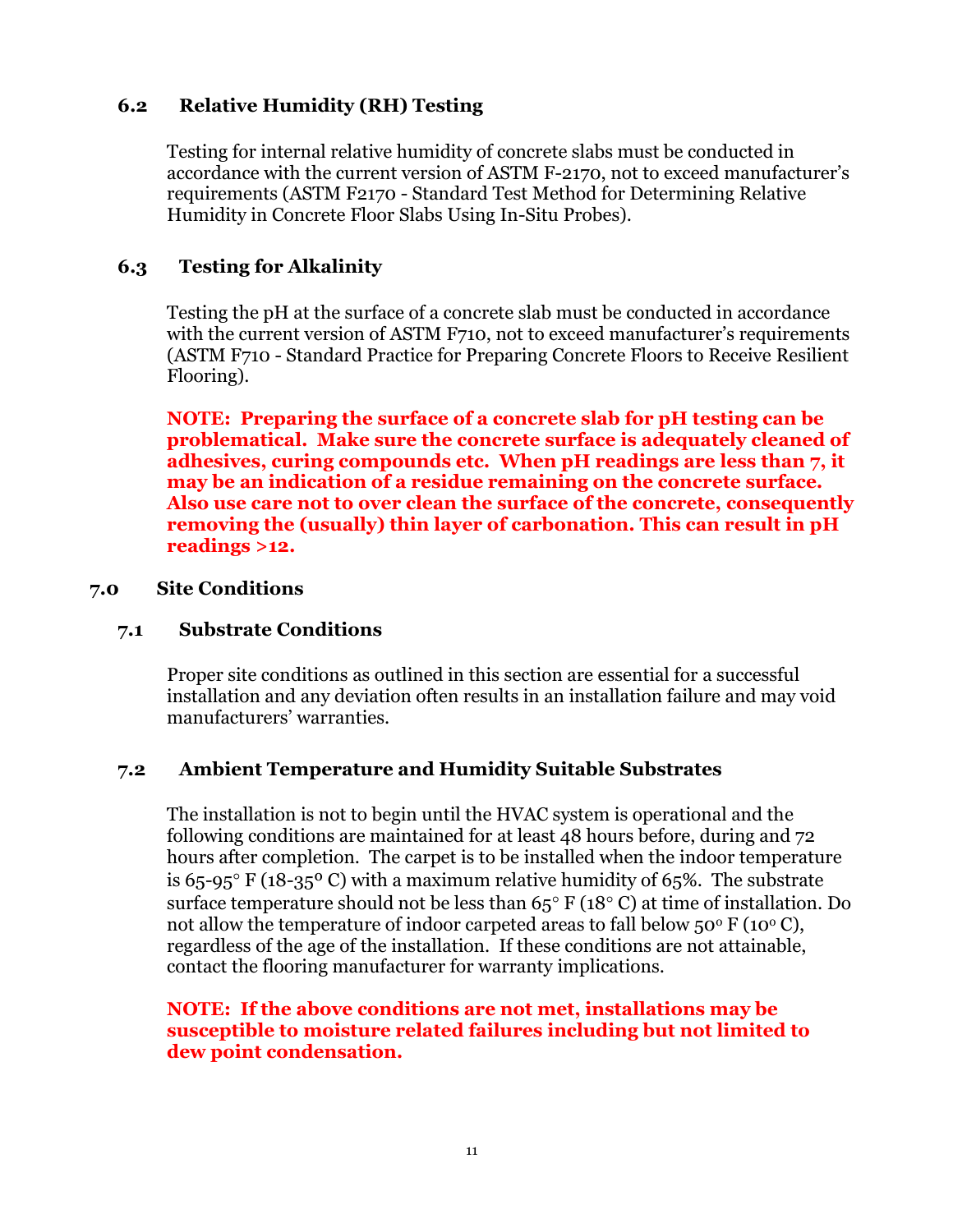### 6.2 Relative Humidity (RH) Testing

Testing for internal relative humidity of concrete slabs must be conducted in accordance with the current version of ASTM F-2170, not to exceed manufacturer's requirements (ASTM F2170 - Standard Test Method for Determining Relative Humidity in Concrete Floor Slabs Using In-Situ Probes).

### 6.3 Testing for Alkalinity

Testing the pH at the surface of a concrete slab must be conducted in accordance with the current version of ASTM F710, not to exceed manufacturer's requirements (ASTM F710 - Standard Practice for Preparing Concrete Floors to Receive Resilient Flooring).

**NOTE: Preparing the surface of a concrete slab for pH testing can be problematical. Make sure the concrete surface is adequately cleaned of adhesives, curing compounds etc. When pH readings are less than 7, it may be an indication of a residue remaining on the concrete surface. Also use care not to over clean the surface of the concrete, consequently removing the (usually) thin layer of carbonation. This can result in pH readings >12.**

## 7.0 Site Conditions

### 7.1 Substrate Conditions

Proper site conditions as outlined in this section are essential for a successful installation and any deviation often results in an installation failure and may void manufacturers' warranties.

### 7.2 Ambient Temperature and Humidity Suitable Substrates

The installation is not to begin until the HVAC system is operational and the following conditions are maintained for at least 48 hours before, during and 72 hours after completion. The carpet is to be installed when the indoor temperature is 65-95° F (18-35° C) with a maximum relative humidity of 65%. The substrate surface temperature should not be less than 65° F (18° C) at time of installation. Do not allow the temperature of indoor carpeted areas to fall below 50° F (10° C), regardless of the age of the installation. If these conditions are not attainable, contact the flooring manufacturer for warranty implications.

**NOTE: If the above conditions are not met, installations may be susceptible to moisture related failures including but not limited to dew point condensation.**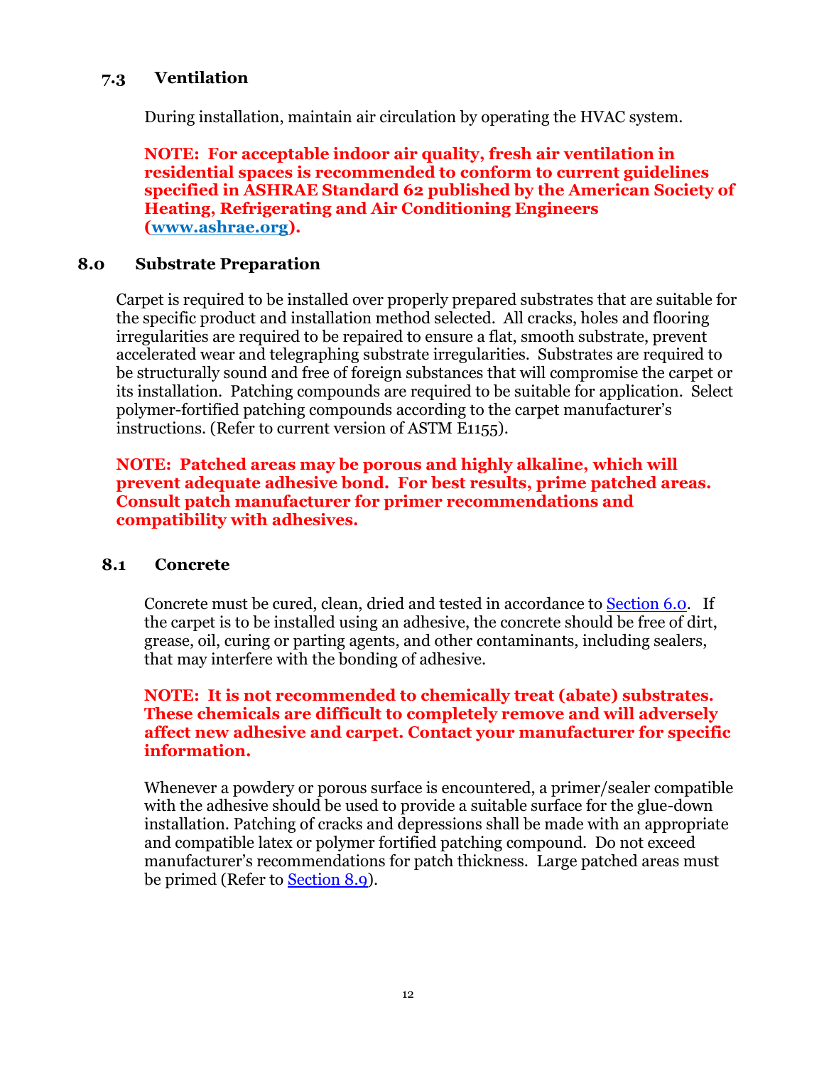### 7.3 Ventilation

During installation, maintain air circulation by operating the HVAC system.

**NOTE: For acceptable indoor air quality, fresh air ventilation in residential spaces is recommended to conform to current guidelines specified in ASHRAE Standard 62 published by the American Society of Heating, Refrigerating and Air Conditioning Engineers ([www.ashrae.org](http://www.ashrae.org)).**

## 8.0 Substrate Preparation

Carpet is required to be installed over properly prepared substrates that are suitable for the specific product and installation method selected. All cracks, holes and flooring irregularities are required to be repaired to ensure a flat, smooth substrate, prevent accelerated wear and telegraphing substrate irregularities. Substrates are required to be structurally sound and free of foreign substances that will compromise the carpet or its installation. Patching compounds are required to be suitable for application. Select polymer-fortified patching compounds according to the carpet manufacturer's instructions. (Refer to current version of ASTM E1155).

**NOTE: Patched areas may be porous and highly alkaline, which will prevent adequate adhesive bond. For best results, prime patched areas. Consult patch manufacturer for primer recommendations and compatibility with adhesives.**

### 8.1 Concrete

Concrete must be cured, clean, dried and tested in accordance to Section 6.0. If the carpet is to be installed using an adhesive, the concrete should be free of dirt, grease, oil, curing or parting agents, and other contaminants, including sealers, that may interfere with the bonding of adhesive.

**NOTE: It is not recommended to chemically treat (abate) substrates. These chemicals are difficult to completely remove and will adversely affect new adhesive and carpet. Contact your manufacturer for specific information.**

Whenever a powdery or porous surface is encountered, a primer/sealer compatible with the adhesive should be used to provide a suitable surface for the glue-down installation. Patching of cracks and depressions shall be made with an appropriate and compatible latex or polymer fortified patching compound. Do not exceed manufacturer's recommendations for patch thickness. Large patched areas must be primed (Refer to Section 8.9).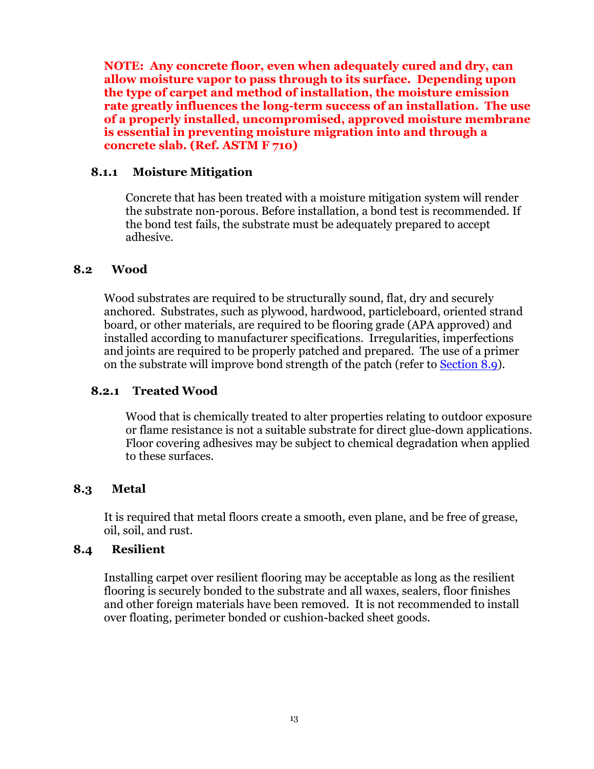**NOTE: Any concrete floor, even when adequately cured and dry, can allow moisture vapor to pass through to its surface. Depending upon the type of carpet and method of installation, the moisture emission rate greatly influences the long-term success of an installation. The use of a properly installed, uncompromised, approved moisture membrane is essential in preventing moisture migration into and through a concrete slab. (Ref. ASTM F 710)**

### 8.1.1 Moisture Mitigation

Concrete that has been treated with a moisture mitigation system will render the substrate non-porous. Before installation, a bond test is recommended. If the bond test fails, the substrate must be adequately prepared to accept adhesive.

## 8.2 Wood

Wood substrates are required to be structurally sound, flat, dry and securely anchored. Substrates, such as plywood, hardwood, particleboard, oriented strand board, or other materials, are required to be flooring grade (APA approved) and installed according to manufacturer specifications. Irregularities, imperfections and joints are required to be properly patched and prepared. The use of a primer on the substrate will improve bond strength of the patch (refer to Section 8.9).

### 8.2.1 Treated Wood

Wood that is chemically treated to alter properties relating to outdoor exposure or flame resistance is not a suitable substrate for direct glue-down applications. Floor covering adhesives may be subject to chemical degradation when applied to these surfaces.

## 8.3 Metal

It is required that metal floors create a smooth, even plane, and be free of grease, oil, soil, and rust.

## 8.4 Resilient

Installing carpet over resilient flooring may be acceptable as long as the resilient flooring is securely bonded to the substrate and all waxes, sealers, floor finishes and other foreign materials have been removed. It is not recommended to install over floating, perimeter bonded or cushion-backed sheet goods.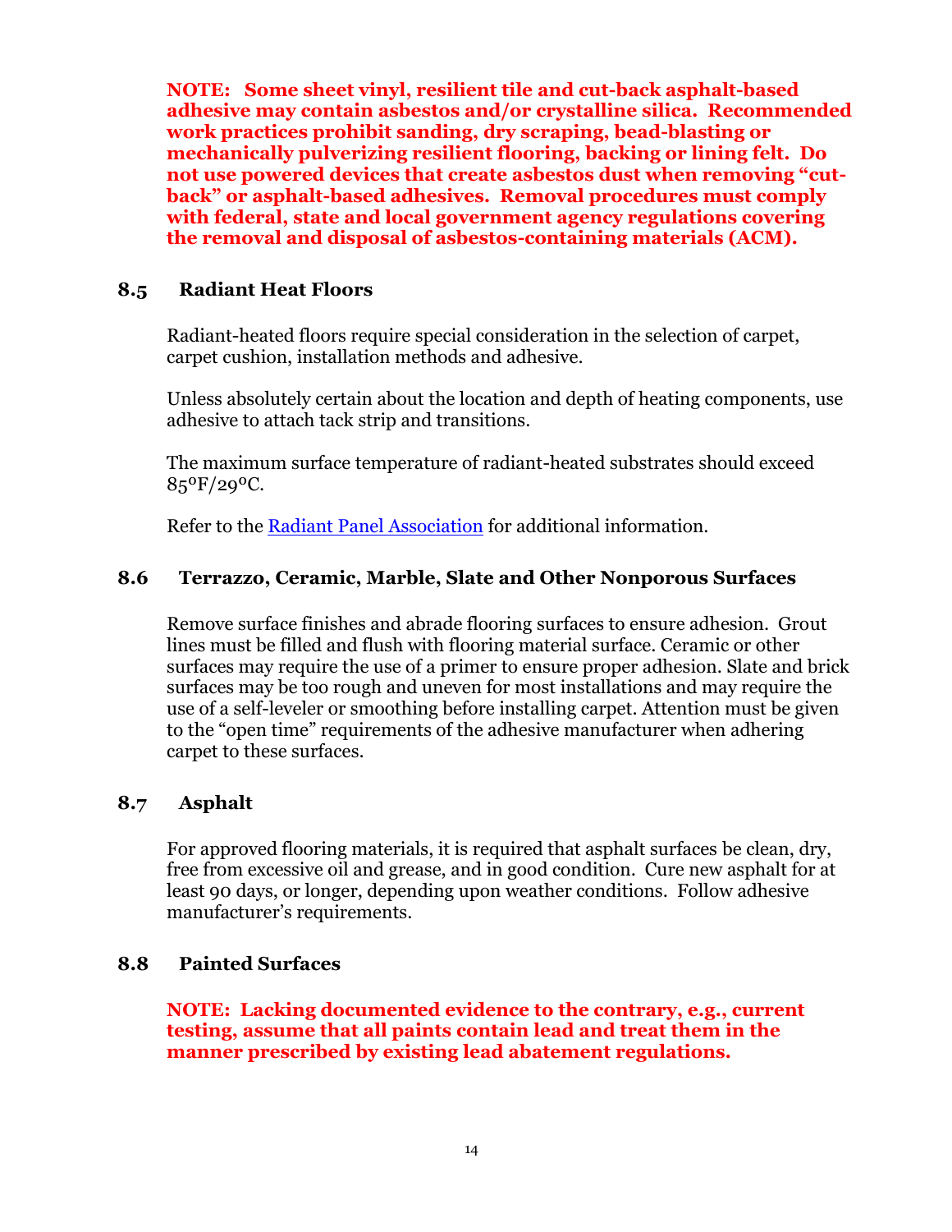**NOTE: Some sheet vinyl, resilient tile and cut-back asphalt-based adhesive may contain asbestos and/or crystalline silica. Recommended work practices prohibit sanding, dry scraping, bead-blasting or mechanically pulverizing resilient flooring, backing or lining felt. Do not use powered devices that create asbestos dust when removing "cut-back" or asphalt-based adhesives. Removal procedures must comply with federal, state and local government agency regulations covering the removal and disposal of asbestos-containing materials (ACM).**

## 8.5 Radiant Heat Floors

Radiant-heated floors require special consideration in the selection of carpet, carpet cushion, installation methods and adhesive.

Unless absolutely certain about the location and depth of heating components, use adhesive to attach tack strip and transitions.

The maximum surface temperature of radiant-heated substrates should exceed 85ºF/29ºC.

Refer to the [Radiant Panel Association] for additional information.

## 8.6 Terrazzo, Ceramic, Marble, Slate and Other Nonporous Surfaces

Remove surface finishes and abrade flooring surfaces to ensure adhesion. Grout lines must be filled and flush with flooring material surface. Ceramic or other surfaces may require the use of a primer to ensure proper adhesion. Slate and brick surfaces may be too rough and uneven for most installations and may require the use of a self-leveler or smoothing before installing carpet. Attention must be given to the "open time" requirements of the adhesive manufacturer when adhering carpet to these surfaces.

## 8.7 Asphalt

For approved flooring materials, it is required that asphalt surfaces be clean, dry, free from excessive oil and grease, and in good condition. Cure new asphalt for at least 90 days, or longer, depending upon weather conditions. Follow adhesive manufacturer's requirements.

## 8.8 Painted Surfaces

**NOTE: Lacking documented evidence to the contrary, e.g., current testing, assume that all paints contain lead and treat them in the manner prescribed by existing lead abatement regulations.**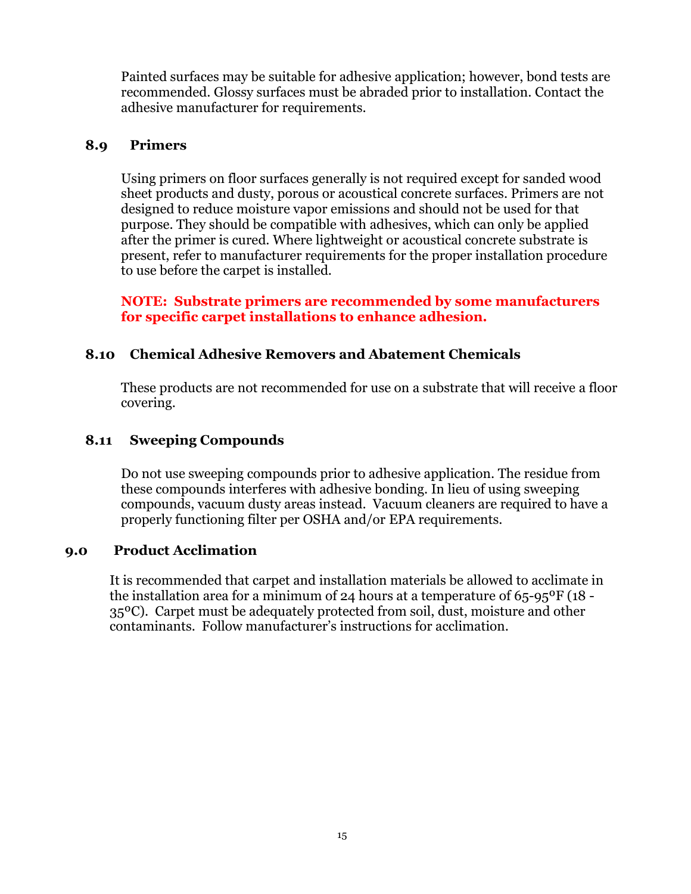Painted surfaces may be suitable for adhesive application; however, bond tests are recommended. Glossy surfaces must be abraded prior to installation. Contact the adhesive manufacturer for requirements.

### 8.9 Primers

Using primers on floor surfaces generally is not required except for sanded wood sheet products and dusty, porous or acoustical concrete surfaces. Primers are not designed to reduce moisture vapor emissions and should not be used for that purpose. They should be compatible with adhesives, which can only be applied after the primer is cured. Where lightweight or acoustical concrete substrate is present, refer to manufacturer requirements for the proper installation procedure to use before the carpet is installed.

**NOTE: Substrate primers are recommended by some manufacturers for specific carpet installations to enhance adhesion.**

### 8.10 Chemical Adhesive Removers and Abatement Chemicals

These products are not recommended for use on a substrate that will receive a floor covering.

### 8.11 Sweeping Compounds

Do not use sweeping compounds prior to adhesive application. The residue from these compounds interferes with adhesive bonding. In lieu of using sweeping compounds, vacuum dusty areas instead. Vacuum cleaners are required to have a properly functioning filter per OSHA and/or EPA requirements.

## 9.0 Product Acclimation

It is recommended that carpet and installation materials be allowed to acclimate in the installation area for a minimum of 24 hours at a temperature of 65-95ºF (18 - 35ºC). Carpet must be adequately protected from soil, dust, moisture and other contaminants. Follow manufacturer's instructions for acclimation.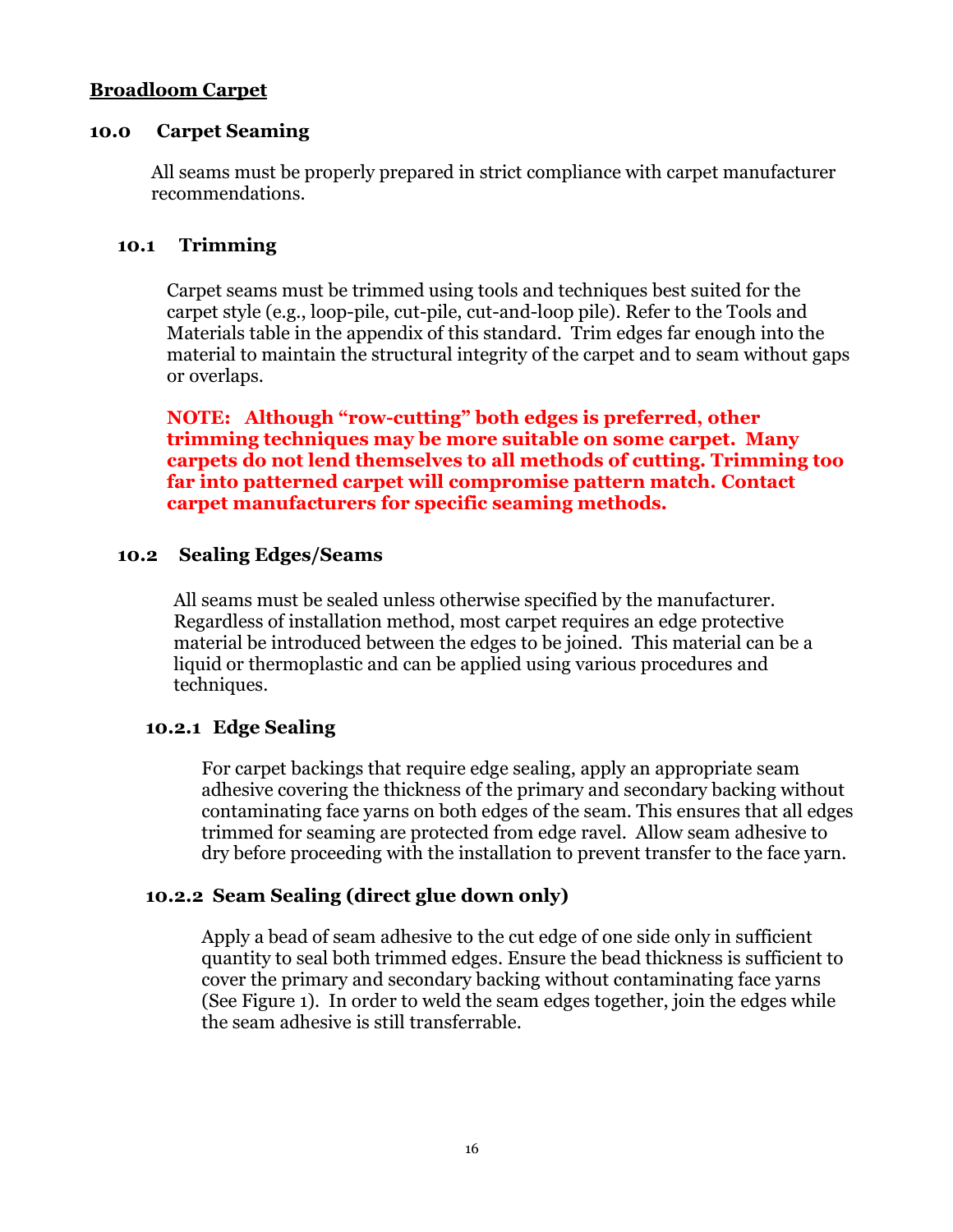## Broadloom Carpet

## 10.0 Carpet Seaming

All seams must be properly prepared in strict compliance with carpet manufacturer recommendations.

### 10.1 Trimming

Carpet seams must be trimmed using tools and techniques best suited for the carpet style (e.g., loop-pile, cut-pile, cut-and-loop pile). Refer to the Tools and Materials table in the appendix of this standard. Trim edges far enough into the material to maintain the structural integrity of the carpet and to seam without gaps or overlaps.

**NOTE: Although "row-cutting" both edges is preferred, other trimming techniques may be more suitable on some carpet. Many carpets do not lend themselves to all methods of cutting. Trimming too far into patterned carpet will compromise pattern match. Contact carpet manufacturers for specific seaming methods.**

### 10.2 Sealing Edges/Seams

All seams must be sealed unless otherwise specified by the manufacturer. Regardless of installation method, most carpet requires an edge protective material be introduced between the edges to be joined. This material can be a liquid or thermoplastic and can be applied using various procedures and techniques.

#### 10.2.1 Edge Sealing

For carpet backings that require edge sealing, apply an appropriate seam adhesive covering the thickness of the primary and secondary backing without contaminating face yarns on both edges of the seam. This ensures that all edges trimmed for seaming are protected from edge ravel. Allow seam adhesive to dry before proceeding with the installation to prevent transfer to the face yarn.

#### 10.2.2 Seam Sealing (direct glue down only)

Apply a bead of seam adhesive to the cut edge of one side only in sufficient quantity to seal both trimmed edges. Ensure the bead thickness is sufficient to cover the primary and secondary backing without contaminating face yarns (See Figure 1). In order to weld the seam edges together, join the edges while the seam adhesive is still transferrable.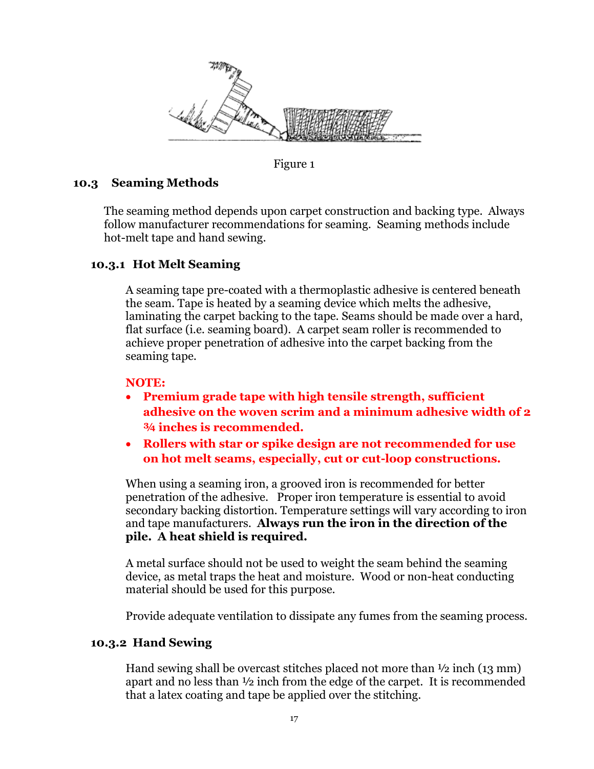Figure 1

## 10.3 Seaming Methods

The seaming method depends upon carpet construction and backing type. Always follow manufacturer recommendations for seaming. Seaming methods include hot-melt tape and hand sewing.

### 10.3.1 Hot Melt Seaming

A seaming tape pre-coated with a thermoplastic adhesive is centered beneath the seam. Tape is heated by a seaming device which melts the adhesive, laminating the carpet backing to the tape. Seams should be made over a hard, flat surface (i.e. seaming board). A carpet seam roller is recommended to achieve proper penetration of adhesive into the carpet backing from the seaming tape.

**NOTE:**

- **Premium grade tape with high tensile strength, sufficient adhesive on the woven scrim and a minimum adhesive width of 2 ¾ inches is recommended.**
- **Rollers with star or spike design are not recommended for use on hot melt seams, especially, cut or cut-loop constructions.**

When using a seaming iron, a grooved iron is recommended for better penetration of the adhesive. Proper iron temperature is essential to avoid secondary backing distortion. Temperature settings will vary according to iron and tape manufacturers. **Always run the iron in the direction of the pile. A heat shield is required.**

A metal surface should not be used to weight the seam behind the seaming device, as metal traps the heat and moisture. Wood or non-heat conducting material should be used for this purpose.

Provide adequate ventilation to dissipate any fumes from the seaming process.

### 10.3.2 Hand Sewing

Hand sewing shall be overcast stitches placed not more than ½ inch (13 mm) apart and no less than ½ inch from the edge of the carpet. It is recommended that a latex coating and tape be applied over the stitching.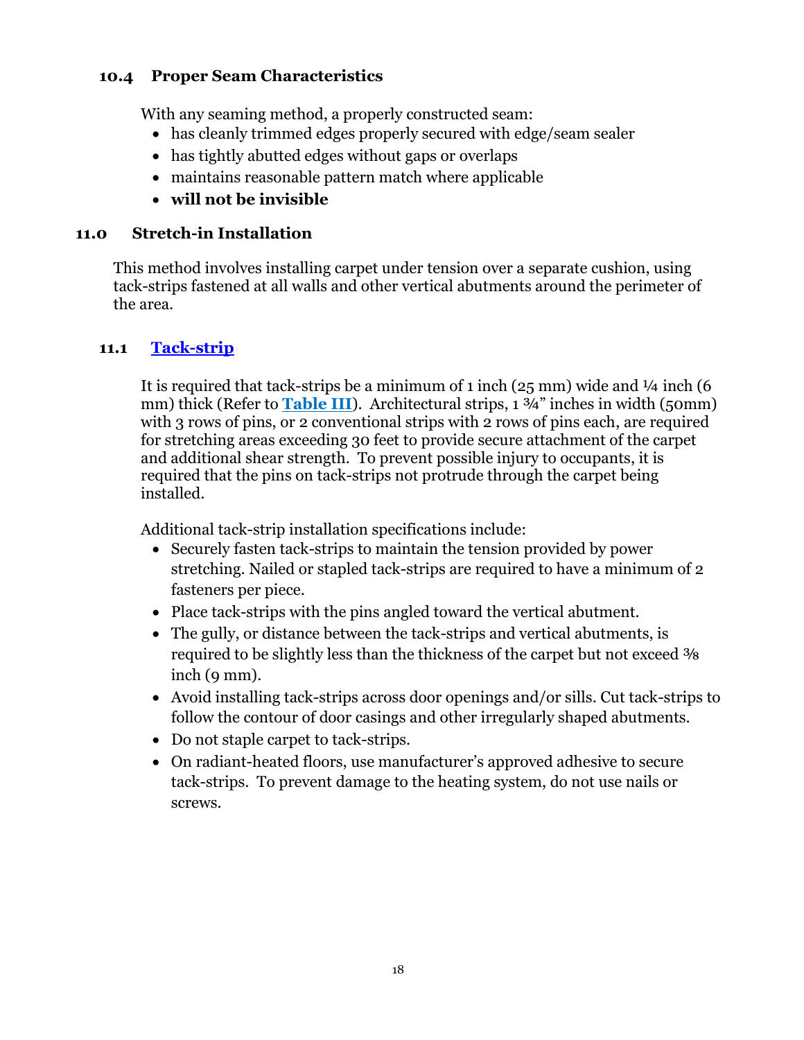### 10.4 Proper Seam Characteristics

With any seaming method, a properly constructed seam:

- has cleanly trimmed edges properly secured with edge/seam sealer
- has tightly abutted edges without gaps or overlaps
- maintains reasonable pattern match where applicable
- **will not be invisible**

## 11.0 Stretch-in Installation

This method involves installing carpet under tension over a separate cushion, using tack-strips fastened at all walls and other vertical abutments around the perimeter of the area.

### 11.1 Tack-strip

It is required that tack-strips be a minimum of 1 inch (25 mm) wide and ¼ inch (6 mm) thick (Refer to **Table III**). Architectural strips, 1 ¾" inches in width (50mm) with 3 rows of pins, or 2 conventional strips with 2 rows of pins each, are required for stretching areas exceeding 30 feet to provide secure attachment of the carpet and additional shear strength. To prevent possible injury to occupants, it is required that the pins on tack-strips not protrude through the carpet being installed.

Additional tack-strip installation specifications include:

- Securely fasten tack-strips to maintain the tension provided by power stretching. Nailed or stapled tack-strips are required to have a minimum of 2 fasteners per piece.
- Place tack-strips with the pins angled toward the vertical abutment.
- The gully, or distance between the tack-strips and vertical abutments, is required to be slightly less than the thickness of the carpet but not exceed ⅜ inch (9 mm).
- Avoid installing tack-strips across door openings and/or sills. Cut tack-strips to follow the contour of door casings and other irregularly shaped abutments.
- Do not staple carpet to tack-strips.
- On radiant-heated floors, use manufacturer's approved adhesive to secure tack-strips. To prevent damage to the heating system, do not use nails or screws.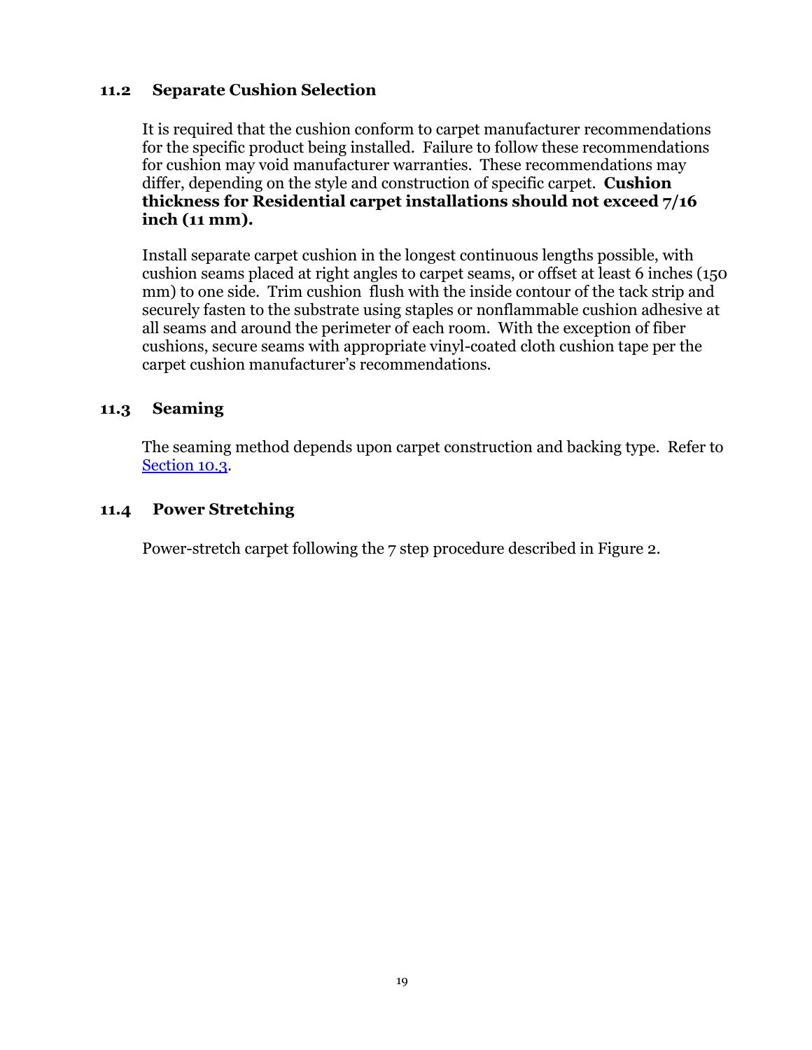### 11.2 Separate Cushion Selection

It is required that the cushion conform to carpet manufacturer recommendations for the specific product being installed. Failure to follow these recommendations for cushion may void manufacturer warranties. These recommendations may differ, depending on the style and construction of specific carpet. **Cushion thickness for Residential carpet installations should not exceed 7/16 inch (11 mm).**

Install separate carpet cushion in the longest continuous lengths possible, with cushion seams placed at right angles to carpet seams, or offset at least 6 inches (150 mm) to one side. Trim cushion flush with the inside contour of the tack strip and securely fasten to the substrate using staples or nonflammable cushion adhesive at all seams and around the perimeter of each room. With the exception of fiber cushions, secure seams with appropriate vinyl-coated cloth cushion tape per the carpet cushion manufacturer's recommendations.

### 11.3 Seaming

The seaming method depends upon carpet construction and backing type. Refer to Section 10.3.

### 11.4 Power Stretching

Power-stretch carpet following the 7 step procedure described in Figure 2.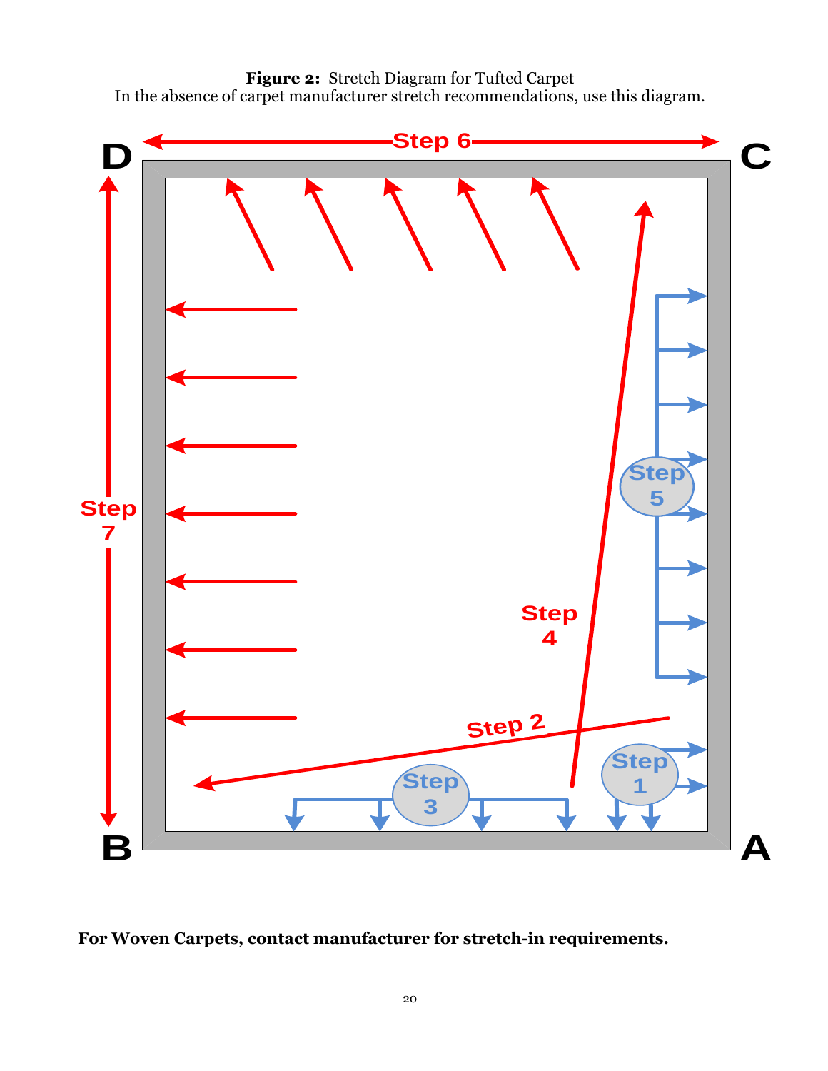**Figure 2:** Stretch Diagram for Tufted Carpet
In the absence of carpet manufacturer stretch recommendations, use this diagram.

D — Step 6 — C

Step 7

Step 5

Step 4

Step 2

Step 3

Step 1

B — A

**For Woven Carpets, contact manufacturer for stretch-in requirements.**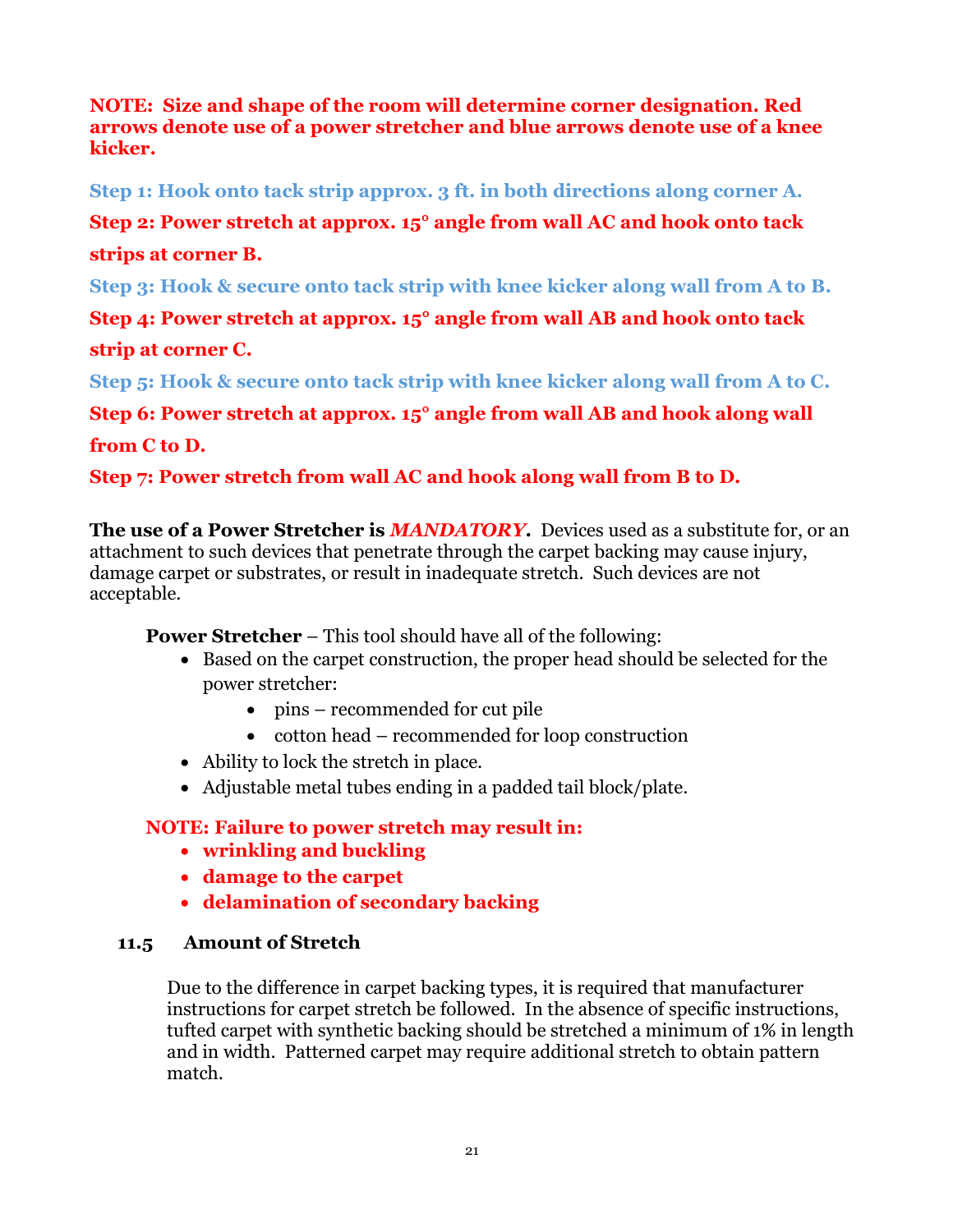**NOTE: Size and shape of the room will determine corner designation. Red arrows denote use of a power stretcher and blue arrows denote use of a knee kicker.**

**Step 1: Hook onto tack strip approx. 3 ft. in both directions along corner A.**

**Step 2: Power stretch at approx. 15° angle from wall AC and hook onto tack strips at corner B.**

**Step 3: Hook & secure onto tack strip with knee kicker along wall from A to B.**

**Step 4: Power stretch at approx. 15° angle from wall AB and hook onto tack strip at corner C.**

**Step 5: Hook & secure onto tack strip with knee kicker along wall from A to C.**

**Step 6: Power stretch at approx. 15° angle from wall AB and hook along wall from C to D.**

**Step 7: Power stretch from wall AC and hook along wall from B to D.**

**The use of a Power Stretcher is *MANDATORY*.** Devices used as a substitute for, or an attachment to such devices that penetrate through the carpet backing may cause injury, damage carpet or substrates, or result in inadequate stretch. Such devices are not acceptable.

**Power Stretcher** – This tool should have all of the following:

- Based on the carpet construction, the proper head should be selected for the power stretcher:
  - pins – recommended for cut pile
  - cotton head – recommended for loop construction
- Ability to lock the stretch in place.
- Adjustable metal tubes ending in a padded tail block/plate.

**NOTE: Failure to power stretch may result in:**

- **wrinkling and buckling**
- **damage to the carpet**
- **delamination of secondary backing**

## 11.5 Amount of Stretch

Due to the difference in carpet backing types, it is required that manufacturer instructions for carpet stretch be followed. In the absence of specific instructions, tufted carpet with synthetic backing should be stretched a minimum of 1% in length and in width. Patterned carpet may require additional stretch to obtain pattern match.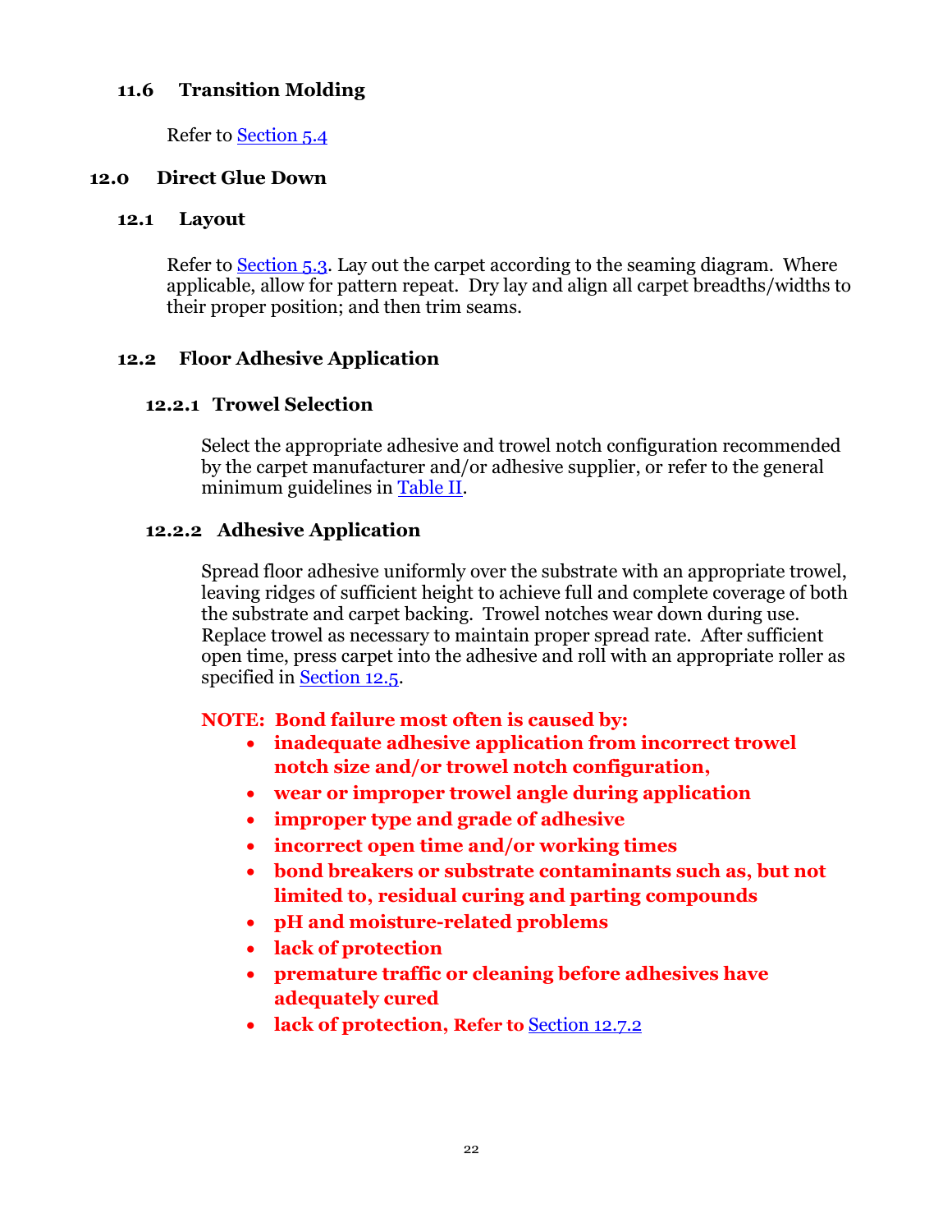### 11.6 Transition Molding

Refer to Section 5.4

## 12.0 Direct Glue Down

### 12.1 Layout

Refer to Section 5.3. Lay out the carpet according to the seaming diagram. Where applicable, allow for pattern repeat. Dry lay and align all carpet breadths/widths to their proper position; and then trim seams.

### 12.2 Floor Adhesive Application

#### 12.2.1 Trowel Selection

Select the appropriate adhesive and trowel notch configuration recommended by the carpet manufacturer and/or adhesive supplier, or refer to the general minimum guidelines in Table II.

#### 12.2.2 Adhesive Application

Spread floor adhesive uniformly over the substrate with an appropriate trowel, leaving ridges of sufficient height to achieve full and complete coverage of both the substrate and carpet backing. Trowel notches wear down during use. Replace trowel as necessary to maintain proper spread rate. After sufficient open time, press carpet into the adhesive and roll with an appropriate roller as specified in Section 12.5.

**NOTE: Bond failure most often is caused by:**

- **inadequate adhesive application from incorrect trowel notch size and/or trowel notch configuration,**
- **wear or improper trowel angle during application**
- **improper type and grade of adhesive**
- **incorrect open time and/or working times**
- **bond breakers or substrate contaminants such as, but not limited to, residual curing and parting compounds**
- **pH and moisture-related problems**
- **lack of protection**
- **premature traffic or cleaning before adhesives have adequately cured**
- **lack of protection,** Refer to Section 12.7.2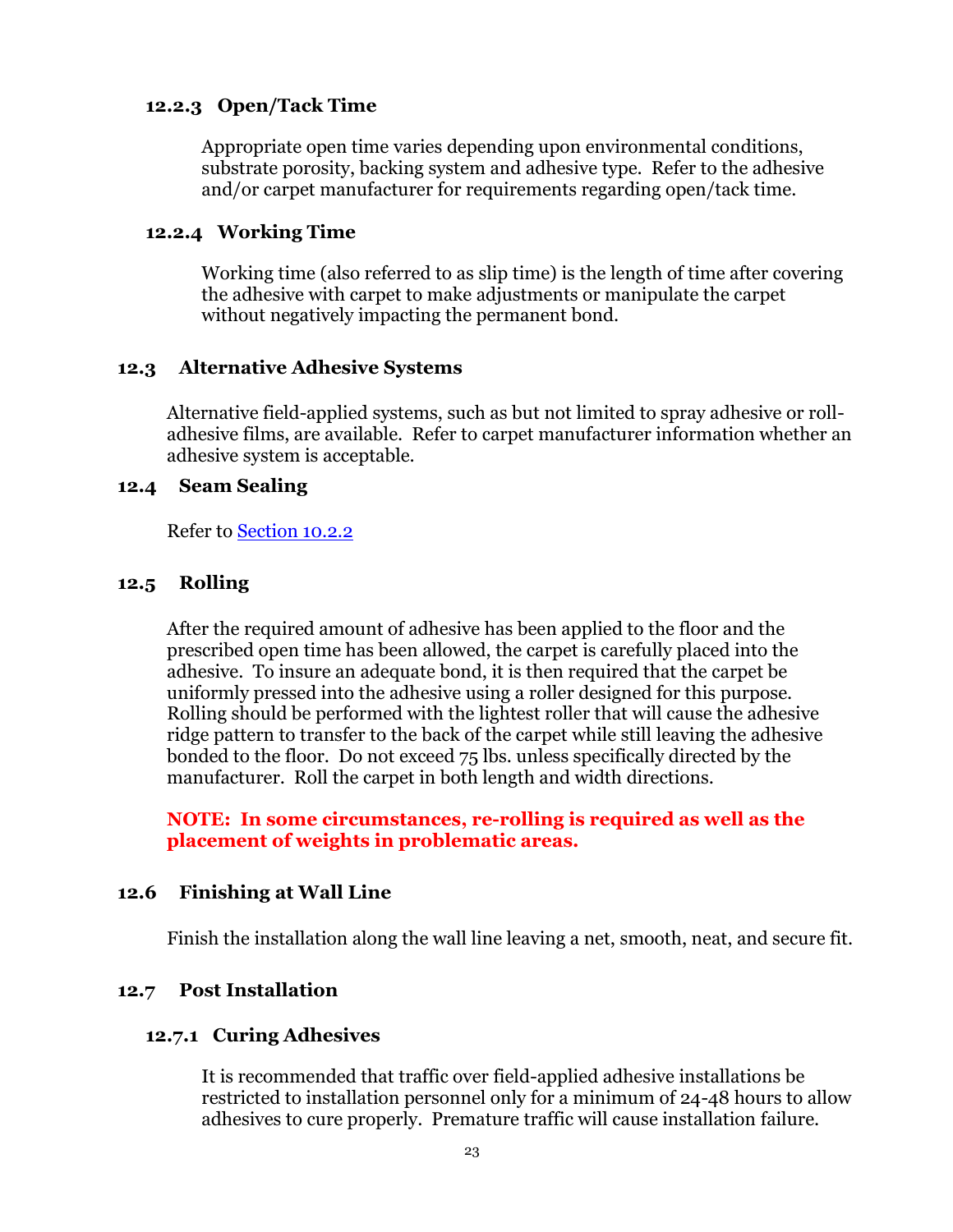#### 12.2.3 Open/Tack Time

Appropriate open time varies depending upon environmental conditions, substrate porosity, backing system and adhesive type. Refer to the adhesive and/or carpet manufacturer for requirements regarding open/tack time.

#### 12.2.4 Working Time

Working time (also referred to as slip time) is the length of time after covering the adhesive with carpet to make adjustments or manipulate the carpet without negatively impacting the permanent bond.

### 12.3 Alternative Adhesive Systems

Alternative field-applied systems, such as but not limited to spray adhesive or roll-adhesive films, are available. Refer to carpet manufacturer information whether an adhesive system is acceptable.

### 12.4 Seam Sealing

Refer to Section 10.2.2

### 12.5 Rolling

After the required amount of adhesive has been applied to the floor and the prescribed open time has been allowed, the carpet is carefully placed into the adhesive. To insure an adequate bond, it is then required that the carpet be uniformly pressed into the adhesive using a roller designed for this purpose. Rolling should be performed with the lightest roller that will cause the adhesive ridge pattern to transfer to the back of the carpet while still leaving the adhesive bonded to the floor. Do not exceed 75 lbs. unless specifically directed by the manufacturer. Roll the carpet in both length and width directions.

**NOTE: In some circumstances, re-rolling is required as well as the placement of weights in problematic areas.**

### 12.6 Finishing at Wall Line

Finish the installation along the wall line leaving a net, smooth, neat, and secure fit.

### 12.7 Post Installation

#### 12.7.1 Curing Adhesives

It is recommended that traffic over field-applied adhesive installations be restricted to installation personnel only for a minimum of 24-48 hours to allow adhesives to cure properly. Premature traffic will cause installation failure.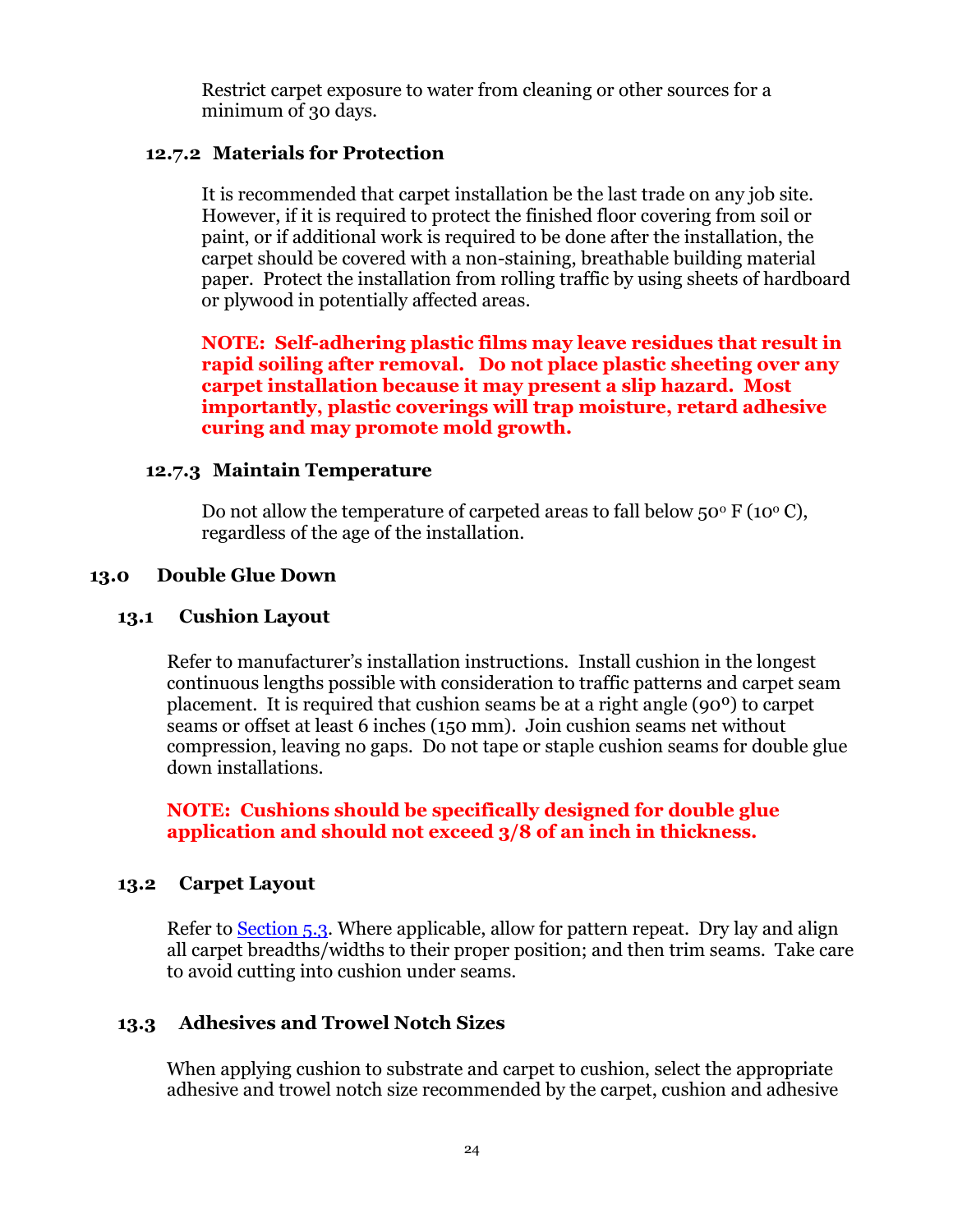Restrict carpet exposure to water from cleaning or other sources for a minimum of 30 days.

#### 12.7.2 Materials for Protection

It is recommended that carpet installation be the last trade on any job site. However, if it is required to protect the finished floor covering from soil or paint, or if additional work is required to be done after the installation, the carpet should be covered with a non-staining, breathable building material paper. Protect the installation from rolling traffic by using sheets of hardboard or plywood in potentially affected areas.

**NOTE: Self-adhering plastic films may leave residues that result in rapid soiling after removal. Do not place plastic sheeting over any carpet installation because it may present a slip hazard. Most importantly, plastic coverings will trap moisture, retard adhesive curing and may promote mold growth.**

#### 12.7.3 Maintain Temperature

Do not allow the temperature of carpeted areas to fall below 50° F (10° C), regardless of the age of the installation.

## 13.0 Double Glue Down

### 13.1 Cushion Layout

Refer to manufacturer's installation instructions. Install cushion in the longest continuous lengths possible with consideration to traffic patterns and carpet seam placement. It is required that cushion seams be at a right angle (90°) to carpet seams or offset at least 6 inches (150 mm). Join cushion seams net without compression, leaving no gaps. Do not tape or staple cushion seams for double glue down installations.

**NOTE: Cushions should be specifically designed for double glue application and should not exceed 3/8 of an inch in thickness.**

### 13.2 Carpet Layout

Refer to Section 5.3. Where applicable, allow for pattern repeat. Dry lay and align all carpet breadths/widths to their proper position; and then trim seams. Take care to avoid cutting into cushion under seams.

### 13.3 Adhesives and Trowel Notch Sizes

When applying cushion to substrate and carpet to cushion, select the appropriate adhesive and trowel notch size recommended by the carpet, cushion and adhesive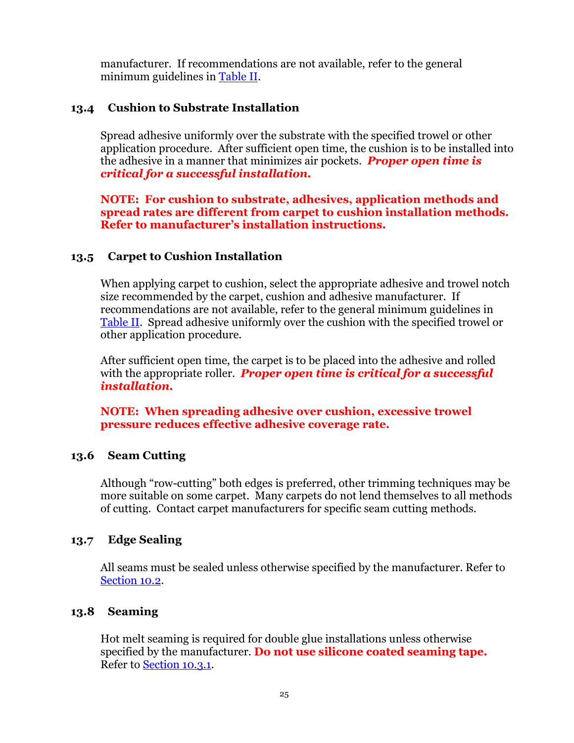manufacturer. If recommendations are not available, refer to the general minimum guidelines in Table II.

### 13.4 Cushion to Substrate Installation

Spread adhesive uniformly over the substrate with the specified trowel or other application procedure. After sufficient open time, the cushion is to be installed into the adhesive in a manner that minimizes air pockets. ***Proper open time is critical for a successful installation.***

**NOTE: For cushion to substrate, adhesives, application methods and spread rates are different from carpet to cushion installation methods. Refer to manufacturer's installation instructions.**

### 13.5 Carpet to Cushion Installation

When applying carpet to cushion, select the appropriate adhesive and trowel notch size recommended by the carpet, cushion and adhesive manufacturer. If recommendations are not available, refer to the general minimum guidelines in Table II. Spread adhesive uniformly over the cushion with the specified trowel or other application procedure.

After sufficient open time, the carpet is to be placed into the adhesive and rolled with the appropriate roller. ***Proper open time is critical for a successful installation.***

**NOTE: When spreading adhesive over cushion, excessive trowel pressure reduces effective adhesive coverage rate.**

### 13.6 Seam Cutting

Although "row-cutting" both edges is preferred, other trimming techniques may be more suitable on some carpet. Many carpets do not lend themselves to all methods of cutting. Contact carpet manufacturers for specific seam cutting methods.

### 13.7 Edge Sealing

All seams must be sealed unless otherwise specified by the manufacturer. Refer to Section 10.2.

### 13.8 Seaming

Hot melt seaming is required for double glue installations unless otherwise specified by the manufacturer. **Do not use silicone coated seaming tape.** Refer to Section 10.3.1.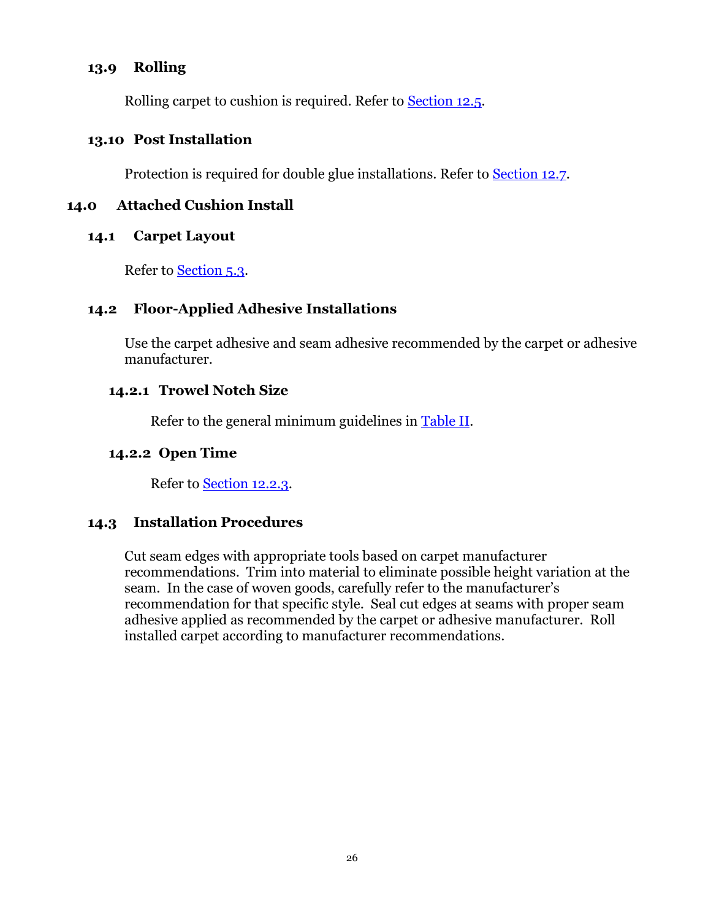### 13.9 Rolling

Rolling carpet to cushion is required. Refer to Section 12.5.

### 13.10 Post Installation

Protection is required for double glue installations. Refer to Section 12.7.

## 14.0 Attached Cushion Install

### 14.1 Carpet Layout

Refer to Section 5.3.

### 14.2 Floor-Applied Adhesive Installations

Use the carpet adhesive and seam adhesive recommended by the carpet or adhesive manufacturer.

#### 14.2.1 Trowel Notch Size

Refer to the general minimum guidelines in Table II.

#### 14.2.2 Open Time

Refer to Section 12.2.3.

### 14.3 Installation Procedures

Cut seam edges with appropriate tools based on carpet manufacturer recommendations. Trim into material to eliminate possible height variation at the seam. In the case of woven goods, carefully refer to the manufacturer's recommendation for that specific style. Seal cut edges at seams with proper seam adhesive applied as recommended by the carpet or adhesive manufacturer. Roll installed carpet according to manufacturer recommendations.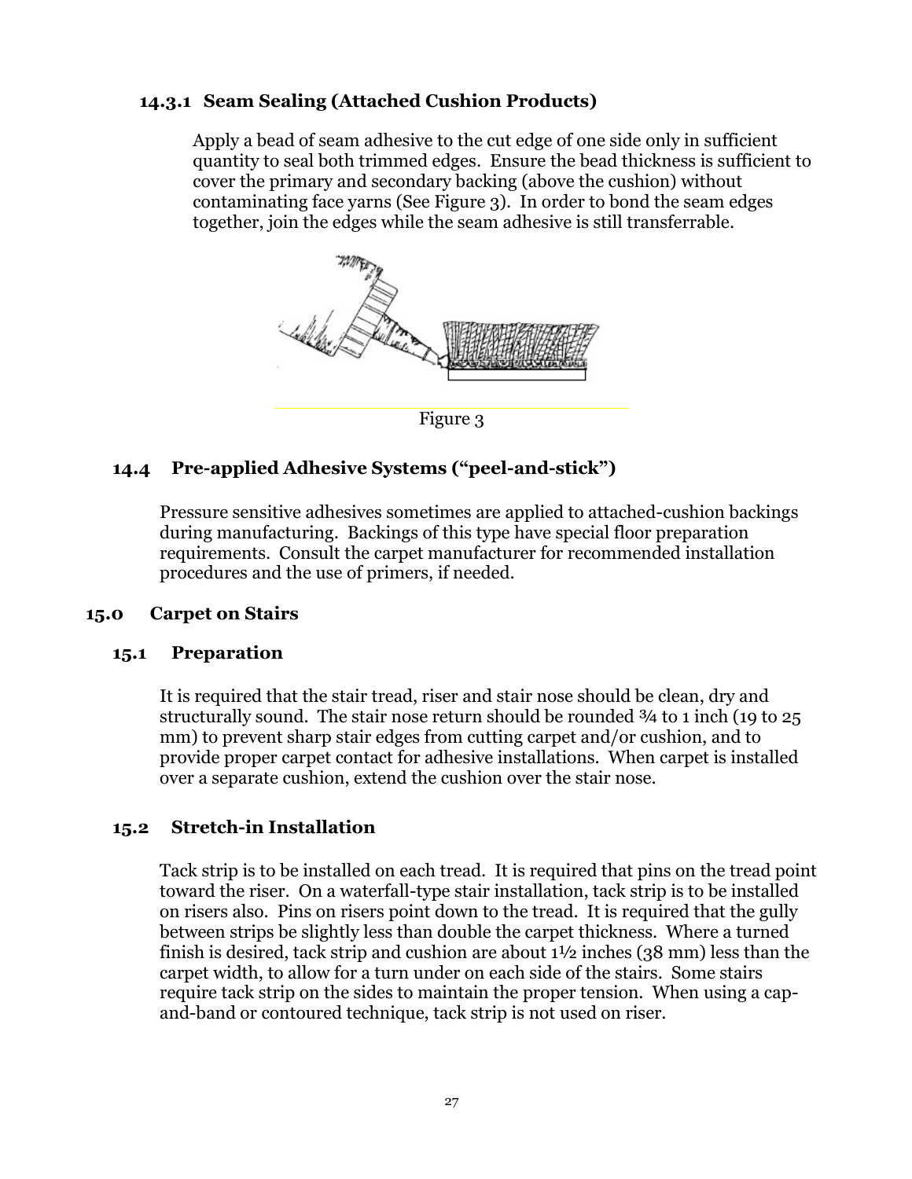#### 14.3.1 Seam Sealing (Attached Cushion Products)

Apply a bead of seam adhesive to the cut edge of one side only in sufficient quantity to seal both trimmed edges. Ensure the bead thickness is sufficient to cover the primary and secondary backing (above the cushion) without contaminating face yarns (See Figure 3). In order to bond the seam edges together, join the edges while the seam adhesive is still transferrable.

Figure 3

### 14.4 Pre-applied Adhesive Systems ("peel-and-stick")

Pressure sensitive adhesives sometimes are applied to attached-cushion backings during manufacturing. Backings of this type have special floor preparation requirements. Consult the carpet manufacturer for recommended installation procedures and the use of primers, if needed.

## 15.0 Carpet on Stairs

### 15.1 Preparation

It is required that the stair tread, riser and stair nose should be clean, dry and structurally sound. The stair nose return should be rounded ¾ to 1 inch (19 to 25 mm) to prevent sharp stair edges from cutting carpet and/or cushion, and to provide proper carpet contact for adhesive installations. When carpet is installed over a separate cushion, extend the cushion over the stair nose.

### 15.2 Stretch-in Installation

Tack strip is to be installed on each tread. It is required that pins on the tread point toward the riser. On a waterfall-type stair installation, tack strip is to be installed on risers also. Pins on risers point down to the tread. It is required that the gully between strips be slightly less than double the carpet thickness. Where a turned finish is desired, tack strip and cushion are about 1½ inches (38 mm) less than the carpet width, to allow for a turn under on each side of the stairs. Some stairs require tack strip on the sides to maintain the proper tension. When using a cap-and-band or contoured technique, tack strip is not used on riser.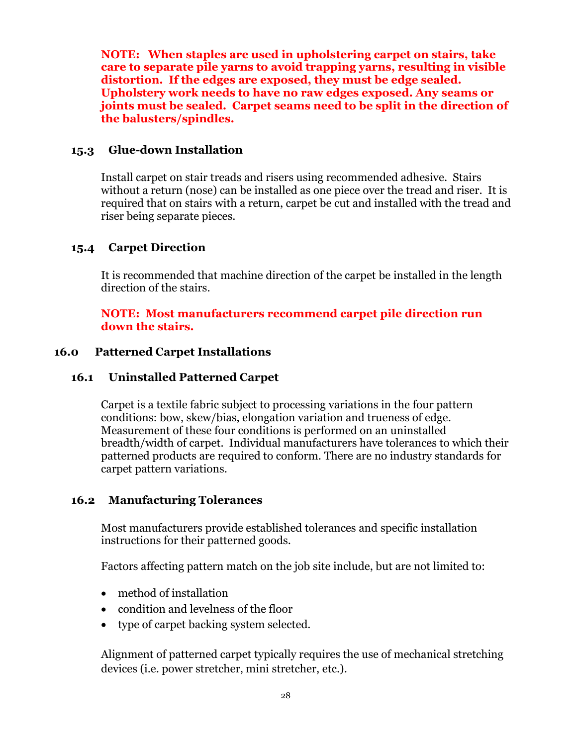**NOTE: When staples are used in upholstering carpet on stairs, take care to separate pile yarns to avoid trapping yarns, resulting in visible distortion. If the edges are exposed, they must be edge sealed. Upholstery work needs to have no raw edges exposed. Any seams or joints must be sealed. Carpet seams need to be split in the direction of the balusters/spindles.**

### 15.3 Glue-down Installation

Install carpet on stair treads and risers using recommended adhesive. Stairs without a return (nose) can be installed as one piece over the tread and riser. It is required that on stairs with a return, carpet be cut and installed with the tread and riser being separate pieces.

### 15.4 Carpet Direction

It is recommended that machine direction of the carpet be installed in the length direction of the stairs.

**NOTE: Most manufacturers recommend carpet pile direction run down the stairs.**

## 16.0 Patterned Carpet Installations

### 16.1 Uninstalled Patterned Carpet

Carpet is a textile fabric subject to processing variations in the four pattern conditions: bow, skew/bias, elongation variation and trueness of edge. Measurement of these four conditions is performed on an uninstalled breadth/width of carpet. Individual manufacturers have tolerances to which their patterned products are required to conform. There are no industry standards for carpet pattern variations.

### 16.2 Manufacturing Tolerances

Most manufacturers provide established tolerances and specific installation instructions for their patterned goods.

Factors affecting pattern match on the job site include, but are not limited to:

- method of installation
- condition and levelness of the floor
- type of carpet backing system selected.

Alignment of patterned carpet typically requires the use of mechanical stretching devices (i.e. power stretcher, mini stretcher, etc.).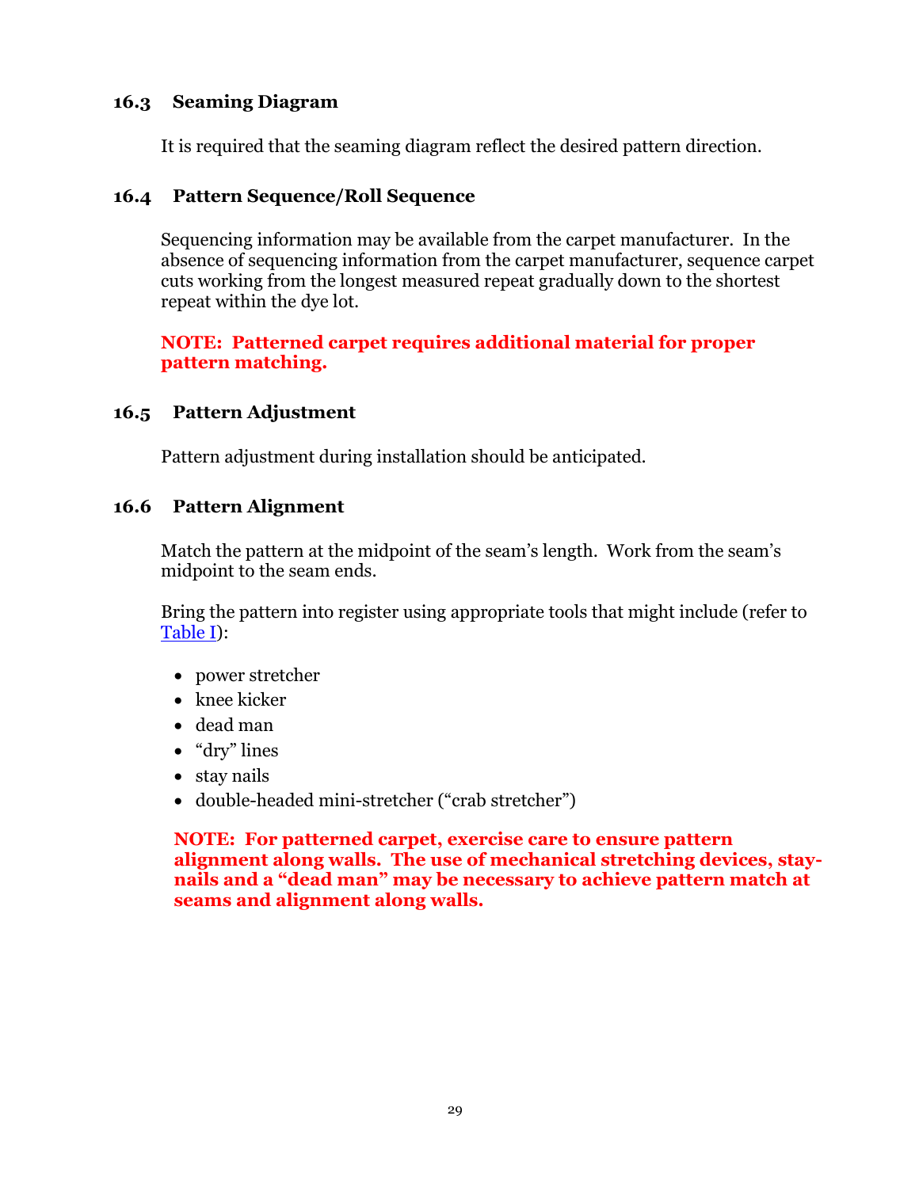### 16.3 Seaming Diagram

It is required that the seaming diagram reflect the desired pattern direction.

### 16.4 Pattern Sequence/Roll Sequence

Sequencing information may be available from the carpet manufacturer. In the absence of sequencing information from the carpet manufacturer, sequence carpet cuts working from the longest measured repeat gradually down to the shortest repeat within the dye lot.

**NOTE: Patterned carpet requires additional material for proper pattern matching.**

### 16.5 Pattern Adjustment

Pattern adjustment during installation should be anticipated.

### 16.6 Pattern Alignment

Match the pattern at the midpoint of the seam's length. Work from the seam's midpoint to the seam ends.

Bring the pattern into register using appropriate tools that might include (refer to Table I):

- power stretcher
- knee kicker
- dead man
- "dry" lines
- stay nails
- double-headed mini-stretcher ("crab stretcher")

**NOTE: For patterned carpet, exercise care to ensure pattern alignment along walls. The use of mechanical stretching devices, stay-nails and a "dead man" may be necessary to achieve pattern match at seams and alignment along walls.**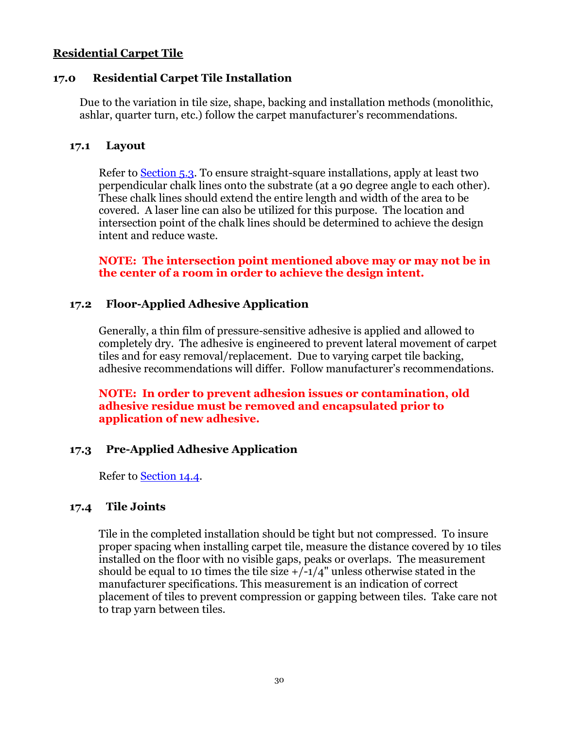# Residential Carpet Tile

## 17.0 Residential Carpet Tile Installation

Due to the variation in tile size, shape, backing and installation methods (monolithic, ashlar, quarter turn, etc.) follow the carpet manufacturer's recommendations.

### 17.1 Layout

Refer to Section 5.3. To ensure straight-square installations, apply at least two perpendicular chalk lines onto the substrate (at a 90 degree angle to each other). These chalk lines should extend the entire length and width of the area to be covered. A laser line can also be utilized for this purpose. The location and intersection point of the chalk lines should be determined to achieve the design intent and reduce waste.

**NOTE: The intersection point mentioned above may or may not be in the center of a room in order to achieve the design intent.**

### 17.2 Floor-Applied Adhesive Application

Generally, a thin film of pressure-sensitive adhesive is applied and allowed to completely dry. The adhesive is engineered to prevent lateral movement of carpet tiles and for easy removal/replacement. Due to varying carpet tile backing, adhesive recommendations will differ. Follow manufacturer's recommendations.

**NOTE: In order to prevent adhesion issues or contamination, old adhesive residue must be removed and encapsulated prior to application of new adhesive.**

### 17.3 Pre-Applied Adhesive Application

Refer to Section 14.4.

### 17.4 Tile Joints

Tile in the completed installation should be tight but not compressed. To insure proper spacing when installing carpet tile, measure the distance covered by 10 tiles installed on the floor with no visible gaps, peaks or overlaps. The measurement should be equal to 10 times the tile size +/-1/4" unless otherwise stated in the manufacturer specifications. This measurement is an indication of correct placement of tiles to prevent compression or gapping between tiles. Take care not to trap yarn between tiles.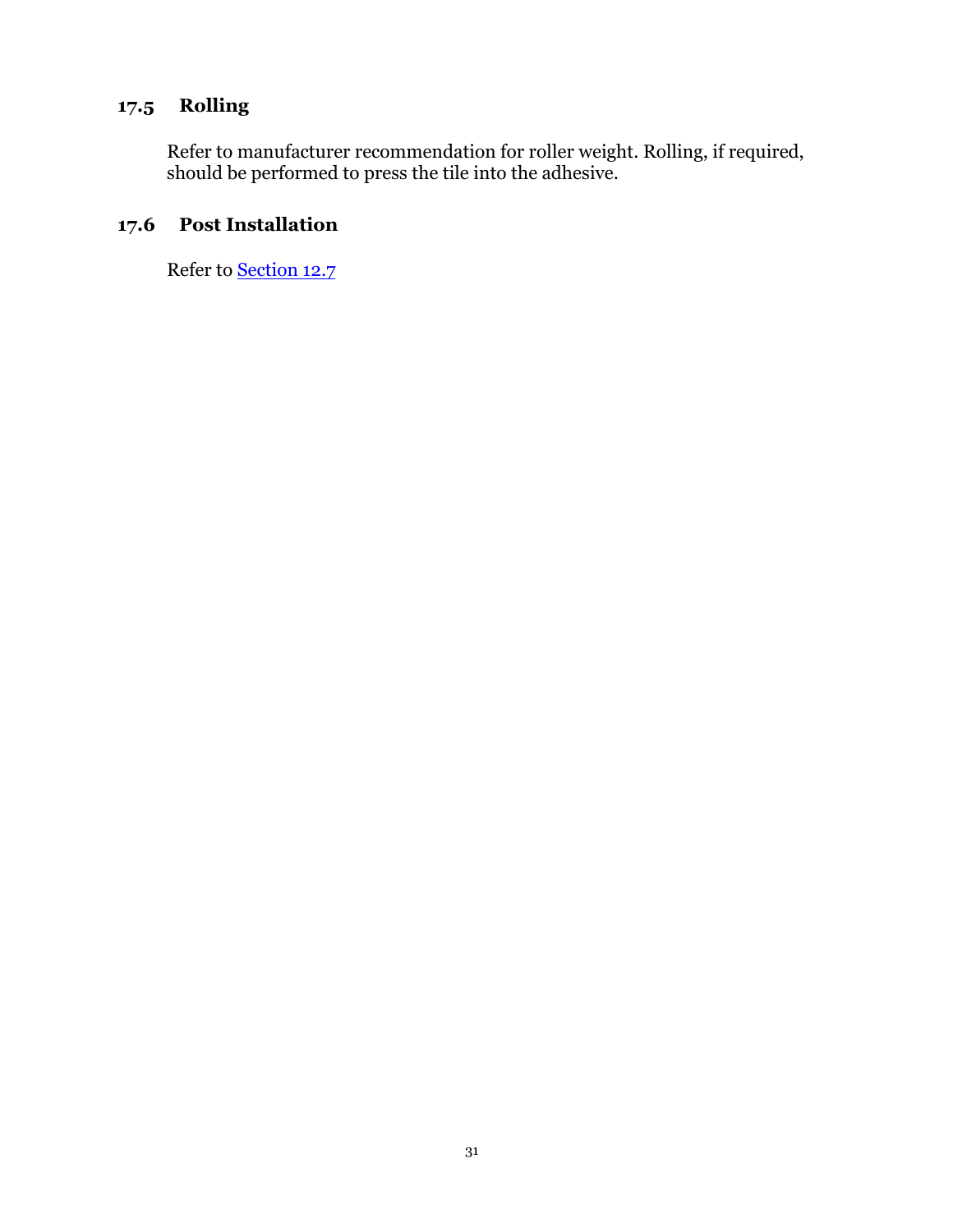## 17.5 Rolling

Refer to manufacturer recommendation for roller weight. Rolling, if required, should be performed to press the tile into the adhesive.

## 17.6 Post Installation

Refer to Section 12.7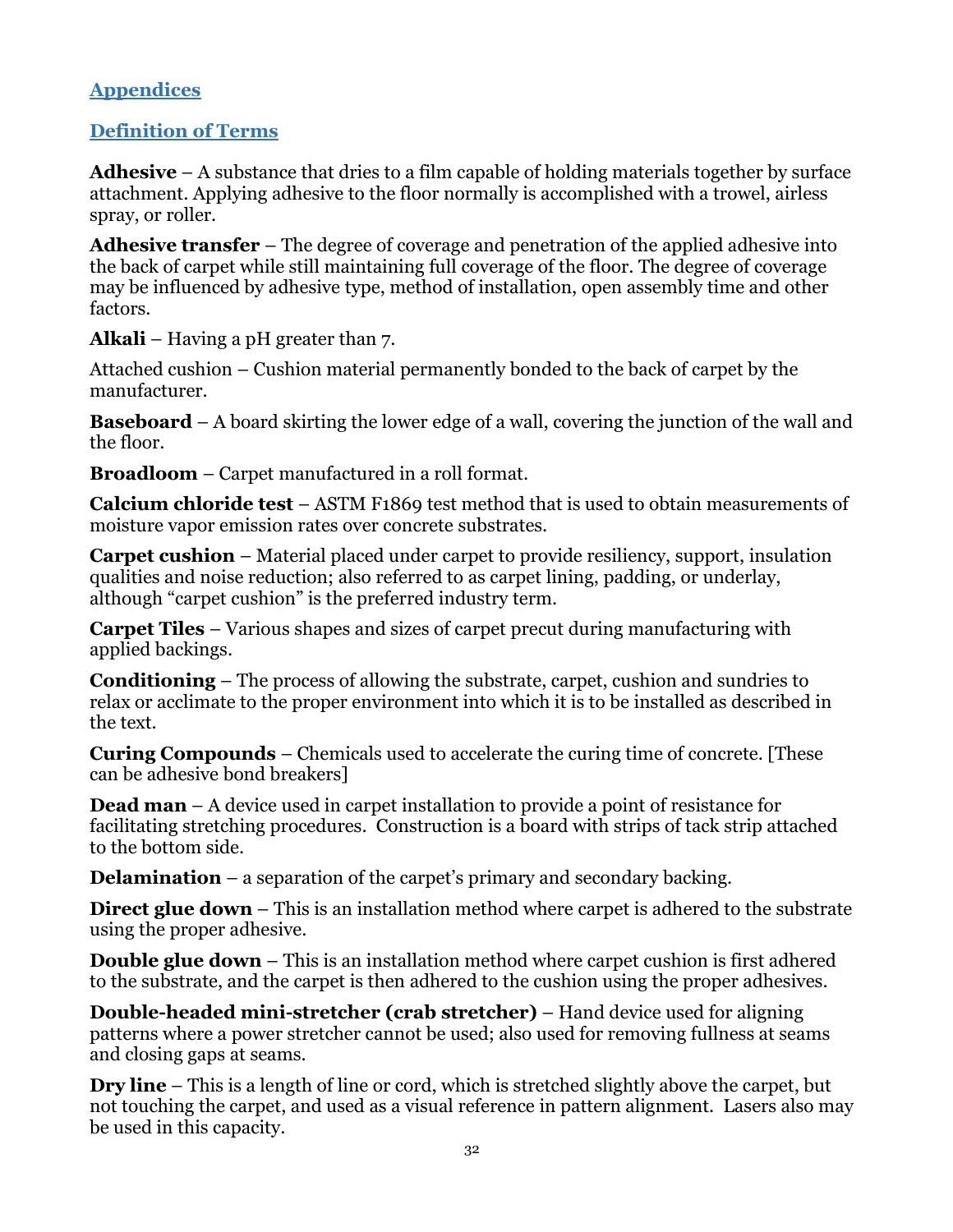## Appendices

## Definition of Terms

**Adhesive** – A substance that dries to a film capable of holding materials together by surface attachment. Applying adhesive to the floor normally is accomplished with a trowel, airless spray, or roller.

**Adhesive transfer** – The degree of coverage and penetration of the applied adhesive into the back of carpet while still maintaining full coverage of the floor. The degree of coverage may be influenced by adhesive type, method of installation, open assembly time and other factors.

**Alkali** – Having a pH greater than 7.

Attached cushion – Cushion material permanently bonded to the back of carpet by the manufacturer.

**Baseboard** – A board skirting the lower edge of a wall, covering the junction of the wall and the floor.

**Broadloom** – Carpet manufactured in a roll format.

**Calcium chloride test** – ASTM F1869 test method that is used to obtain measurements of moisture vapor emission rates over concrete substrates.

**Carpet cushion** – Material placed under carpet to provide resiliency, support, insulation qualities and noise reduction; also referred to as carpet lining, padding, or underlay, although "carpet cushion" is the preferred industry term.

**Carpet Tiles** – Various shapes and sizes of carpet precut during manufacturing with applied backings.

**Conditioning** – The process of allowing the substrate, carpet, cushion and sundries to relax or acclimate to the proper environment into which it is to be installed as described in the text.

**Curing Compounds** – Chemicals used to accelerate the curing time of concrete. [These can be adhesive bond breakers]

**Dead man** – A device used in carpet installation to provide a point of resistance for facilitating stretching procedures. Construction is a board with strips of tack strip attached to the bottom side.

**Delamination** – a separation of the carpet's primary and secondary backing.

**Direct glue down** – This is an installation method where carpet is adhered to the substrate using the proper adhesive.

**Double glue down** – This is an installation method where carpet cushion is first adhered to the substrate, and the carpet is then adhered to the cushion using the proper adhesives.

**Double-headed mini-stretcher (crab stretcher)** – Hand device used for aligning patterns where a power stretcher cannot be used; also used for removing fullness at seams and closing gaps at seams.

**Dry line** – This is a length of line or cord, which is stretched slightly above the carpet, but not touching the carpet, and used as a visual reference in pattern alignment. Lasers also may be used in this capacity.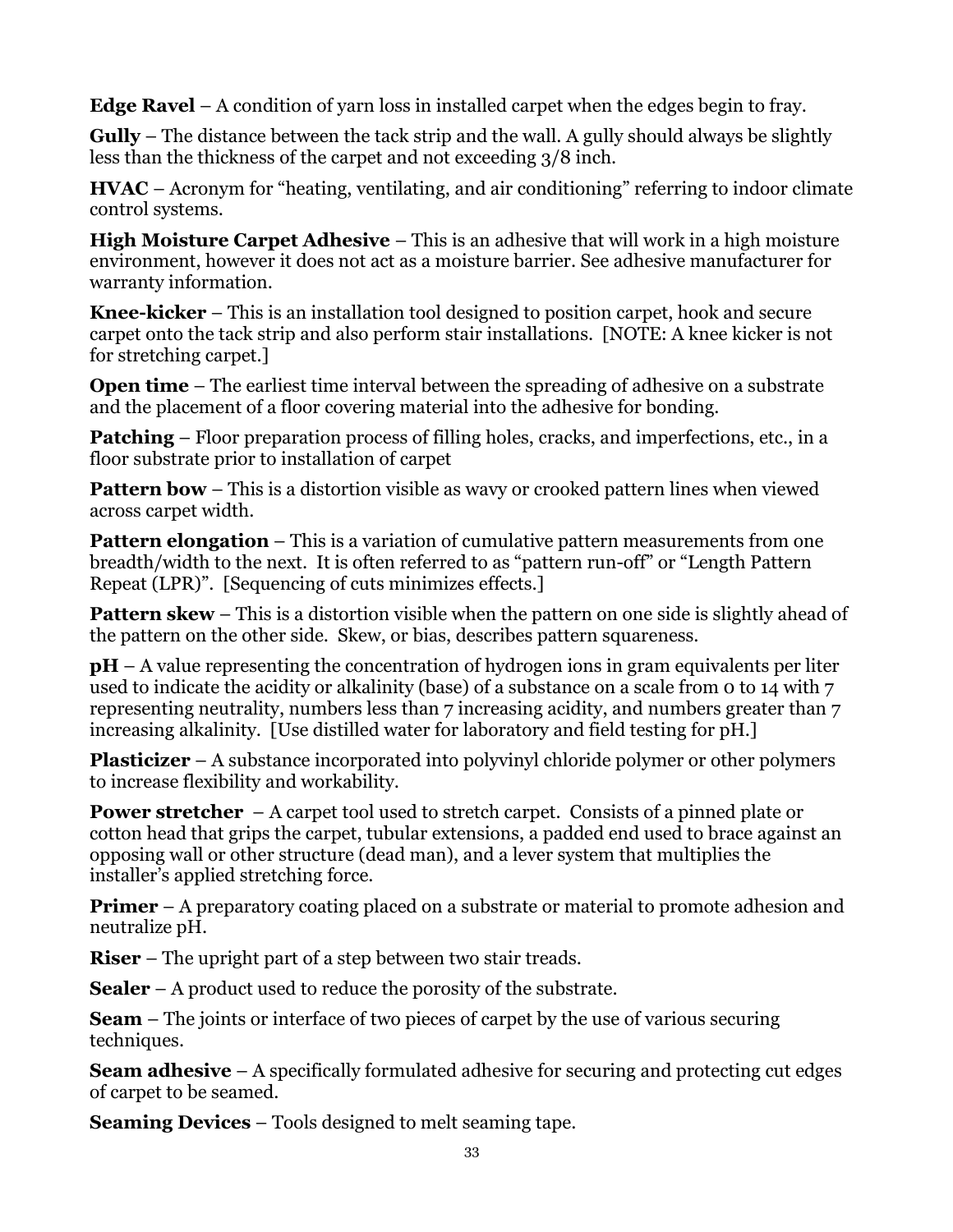**Edge Ravel** – A condition of yarn loss in installed carpet when the edges begin to fray.

**Gully** – The distance between the tack strip and the wall. A gully should always be slightly less than the thickness of the carpet and not exceeding 3/8 inch.

**HVAC** – Acronym for "heating, ventilating, and air conditioning" referring to indoor climate control systems.

**High Moisture Carpet Adhesive** – This is an adhesive that will work in a high moisture environment, however it does not act as a moisture barrier. See adhesive manufacturer for warranty information.

**Knee-kicker** – This is an installation tool designed to position carpet, hook and secure carpet onto the tack strip and also perform stair installations. [NOTE: A knee kicker is not for stretching carpet.]

**Open time** – The earliest time interval between the spreading of adhesive on a substrate and the placement of a floor covering material into the adhesive for bonding.

**Patching** – Floor preparation process of filling holes, cracks, and imperfections, etc., in a floor substrate prior to installation of carpet

**Pattern bow** – This is a distortion visible as wavy or crooked pattern lines when viewed across carpet width.

**Pattern elongation** – This is a variation of cumulative pattern measurements from one breadth/width to the next. It is often referred to as "pattern run-off" or "Length Pattern Repeat (LPR)". [Sequencing of cuts minimizes effects.]

**Pattern skew** – This is a distortion visible when the pattern on one side is slightly ahead of the pattern on the other side. Skew, or bias, describes pattern squareness.

**pH** – A value representing the concentration of hydrogen ions in gram equivalents per liter used to indicate the acidity or alkalinity (base) of a substance on a scale from 0 to 14 with 7 representing neutrality, numbers less than 7 increasing acidity, and numbers greater than 7 increasing alkalinity. [Use distilled water for laboratory and field testing for pH.]

**Plasticizer** – A substance incorporated into polyvinyl chloride polymer or other polymers to increase flexibility and workability.

**Power stretcher** – A carpet tool used to stretch carpet. Consists of a pinned plate or cotton head that grips the carpet, tubular extensions, a padded end used to brace against an opposing wall or other structure (dead man), and a lever system that multiplies the installer's applied stretching force.

**Primer** – A preparatory coating placed on a substrate or material to promote adhesion and neutralize pH.

**Riser** – The upright part of a step between two stair treads.

**Sealer** – A product used to reduce the porosity of the substrate.

**Seam** – The joints or interface of two pieces of carpet by the use of various securing techniques.

**Seam adhesive** – A specifically formulated adhesive for securing and protecting cut edges of carpet to be seamed.

**Seaming Devices** – Tools designed to melt seaming tape.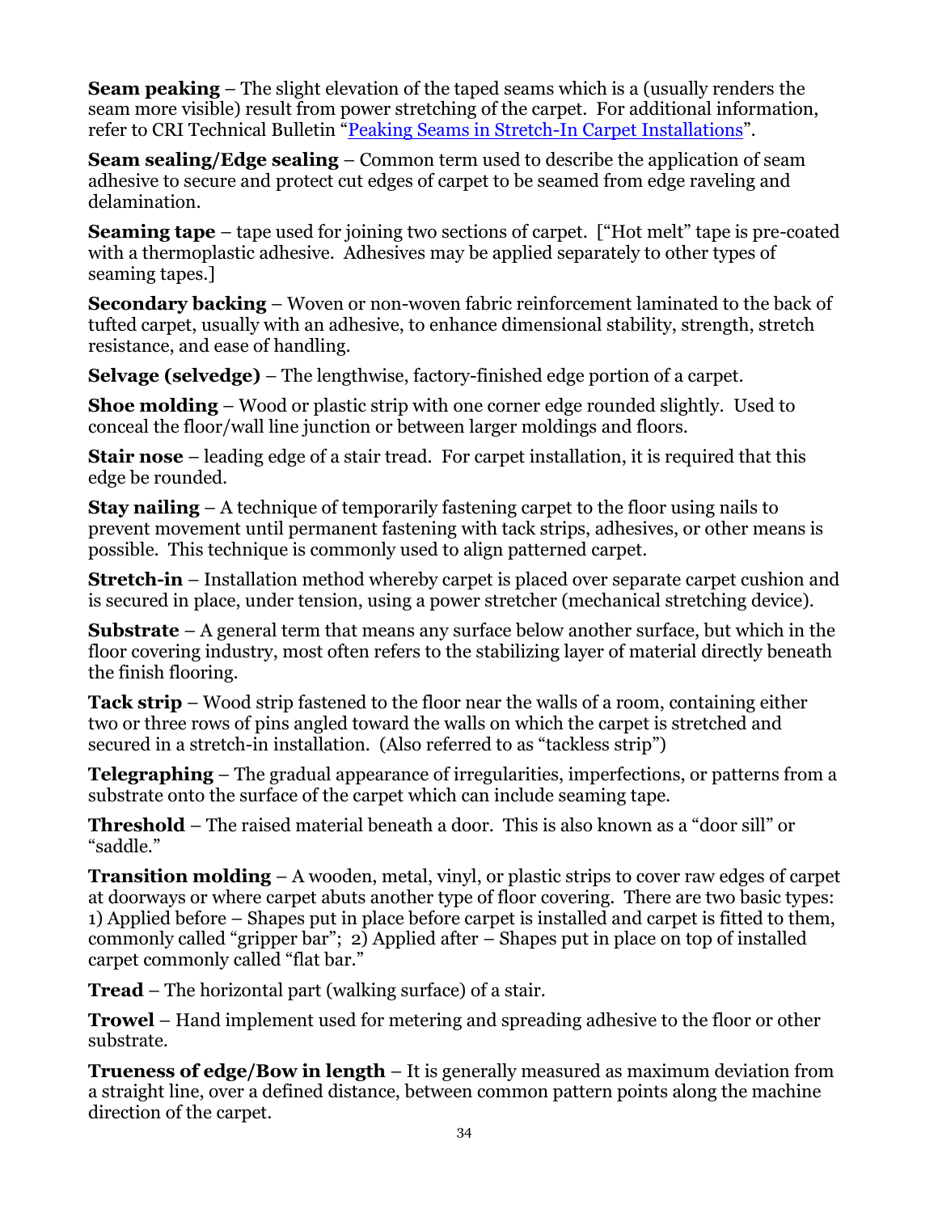**Seam peaking** – The slight elevation of the taped seams which is a (usually renders the seam more visible) result from power stretching of the carpet. For additional information, refer to CRI Technical Bulletin "Peaking Seams in Stretch-In Carpet Installations".

**Seam sealing/Edge sealing** – Common term used to describe the application of seam adhesive to secure and protect cut edges of carpet to be seamed from edge raveling and delamination.

**Seaming tape** – tape used for joining two sections of carpet. ["Hot melt" tape is pre-coated with a thermoplastic adhesive. Adhesives may be applied separately to other types of seaming tapes.]

**Secondary backing** – Woven or non-woven fabric reinforcement laminated to the back of tufted carpet, usually with an adhesive, to enhance dimensional stability, strength, stretch resistance, and ease of handling.

**Selvage (selvedge)** – The lengthwise, factory-finished edge portion of a carpet.

**Shoe molding** – Wood or plastic strip with one corner edge rounded slightly. Used to conceal the floor/wall line junction or between larger moldings and floors.

**Stair nose** – leading edge of a stair tread. For carpet installation, it is required that this edge be rounded.

**Stay nailing** – A technique of temporarily fastening carpet to the floor using nails to prevent movement until permanent fastening with tack strips, adhesives, or other means is possible. This technique is commonly used to align patterned carpet.

**Stretch-in** – Installation method whereby carpet is placed over separate carpet cushion and is secured in place, under tension, using a power stretcher (mechanical stretching device).

**Substrate** – A general term that means any surface below another surface, but which in the floor covering industry, most often refers to the stabilizing layer of material directly beneath the finish flooring.

**Tack strip** – Wood strip fastened to the floor near the walls of a room, containing either two or three rows of pins angled toward the walls on which the carpet is stretched and secured in a stretch-in installation. (Also referred to as "tackless strip")

**Telegraphing** – The gradual appearance of irregularities, imperfections, or patterns from a substrate onto the surface of the carpet which can include seaming tape.

**Threshold** – The raised material beneath a door. This is also known as a "door sill" or "saddle."

**Transition molding** – A wooden, metal, vinyl, or plastic strips to cover raw edges of carpet at doorways or where carpet abuts another type of floor covering. There are two basic types: 1) Applied before – Shapes put in place before carpet is installed and carpet is fitted to them, commonly called "gripper bar"; 2) Applied after – Shapes put in place on top of installed carpet commonly called "flat bar."

**Tread** – The horizontal part (walking surface) of a stair.

**Trowel** – Hand implement used for metering and spreading adhesive to the floor or other substrate.

**Trueness of edge/Bow in length** – It is generally measured as maximum deviation from a straight line, over a defined distance, between common pattern points along the machine direction of the carpet.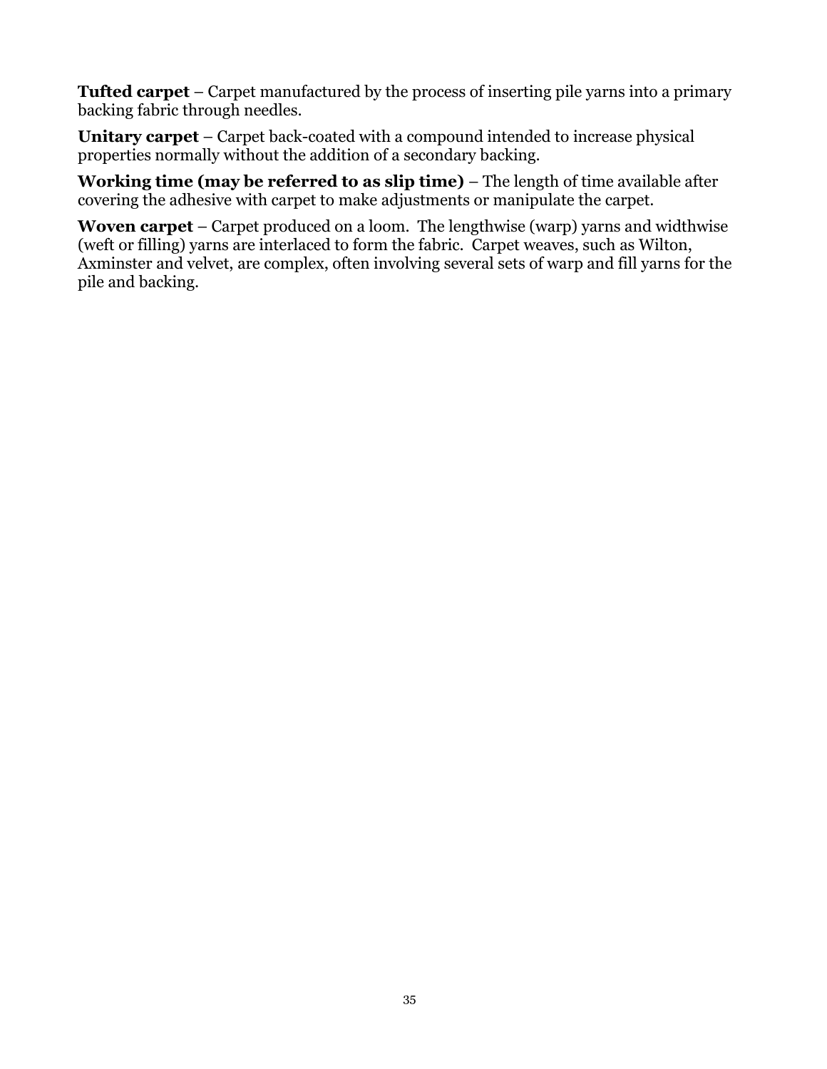**Tufted carpet** – Carpet manufactured by the process of inserting pile yarns into a primary backing fabric through needles.

**Unitary carpet** – Carpet back-coated with a compound intended to increase physical properties normally without the addition of a secondary backing.

**Working time (may be referred to as slip time)** – The length of time available after covering the adhesive with carpet to make adjustments or manipulate the carpet.

**Woven carpet** – Carpet produced on a loom. The lengthwise (warp) yarns and widthwise (weft or filling) yarns are interlaced to form the fabric. Carpet weaves, such as Wilton, Axminster and velvet, are complex, often involving several sets of warp and fill yarns for the pile and backing.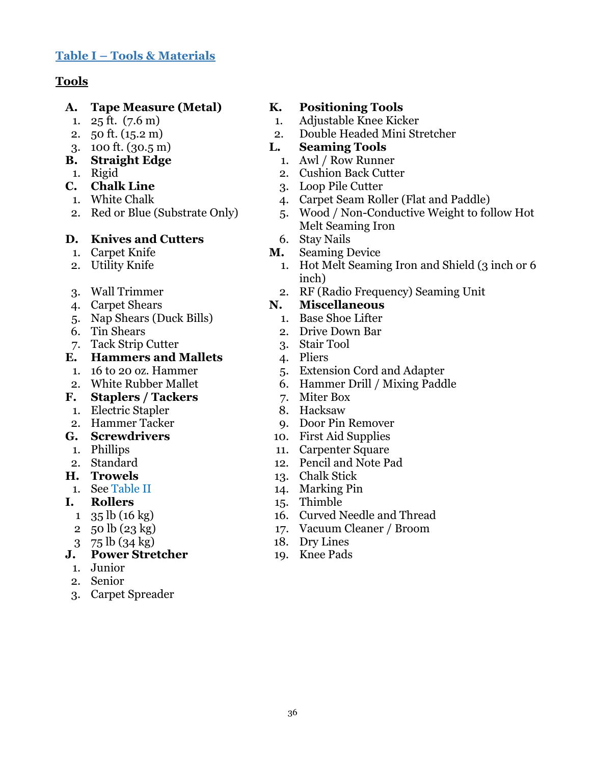## Table I – Tools & Materials

### Tools

**A. Tape Measure (Metal)**

1. 25 ft. (7.6 m)
2. 50 ft. (15.2 m)
3. 100 ft. (30.5 m)

**B. Straight Edge**

1. Rigid

**C. Chalk Line**

1. White Chalk
2. Red or Blue (Substrate Only)

**D. Knives and Cutters**

1. Carpet Knife
2. Utility Knife
3. Wall Trimmer
4. Carpet Shears
5. Nap Shears (Duck Bills)
6. Tin Shears
7. Tack Strip Cutter

**E. Hammers and Mallets**

1. 16 to 20 oz. Hammer
2. White Rubber Mallet

**F. Staplers / Tackers**

1. Electric Stapler
2. Hammer Tacker

**G. Screwdrivers**

1. Phillips
2. Standard

**H. Trowels**

1. See Table II

**I. Rollers**

1. 35 lb (16 kg)
2. 50 lb (23 kg)
3. 75 lb (34 kg)

**J. Power Stretcher**

1. Junior
2. Senior
3. Carpet Spreader

**K. Positioning Tools**

1. Adjustable Knee Kicker
2. Double Headed Mini Stretcher

**L. Seaming Tools**

1. Awl / Row Runner
2. Cushion Back Cutter
3. Loop Pile Cutter
4. Carpet Seam Roller (Flat and Paddle)
5. Wood / Non-Conductive Weight to follow Hot Melt Seaming Iron
6. Stay Nails

**M. Seaming Device**

1. Hot Melt Seaming Iron and Shield (3 inch or 6 inch)
2. RF (Radio Frequency) Seaming Unit

**N. Miscellaneous**

1. Base Shoe Lifter
2. Drive Down Bar
3. Stair Tool
4. Pliers
5. Extension Cord and Adapter
6. Hammer Drill / Mixing Paddle
7. Miter Box
8. Hacksaw
9. Door Pin Remover
10. First Aid Supplies
11. Carpenter Square
12. Pencil and Note Pad
13. Chalk Stick
14. Marking Pin
15. Thimble
16. Curved Needle and Thread
17. Vacuum Cleaner / Broom
18. Dry Lines
19. Knee Pads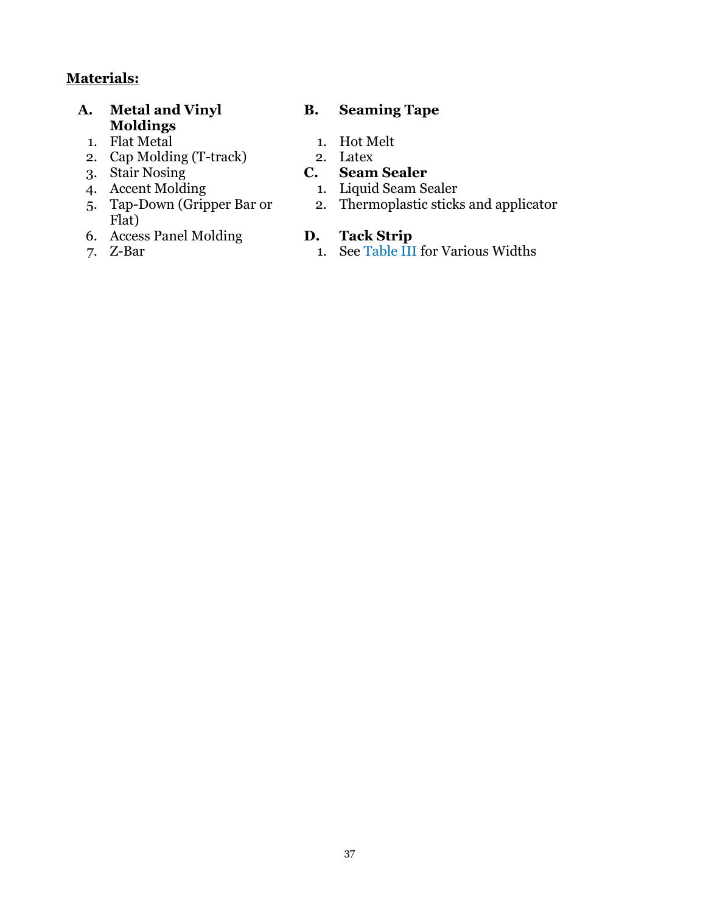**Materials:**

**A. Metal and Vinyl Moldings**

1. Flat Metal
2. Cap Molding (T-track)
3. Stair Nosing
4. Accent Molding
5. Tap-Down (Gripper Bar or Flat)
6. Access Panel Molding
7. Z-Bar

**B. Seaming Tape**

1. Hot Melt
2. Latex

**C. Seam Sealer**

1. Liquid Seam Sealer
2. Thermoplastic sticks and applicator

**D. Tack Strip**

1. See Table III for Various Widths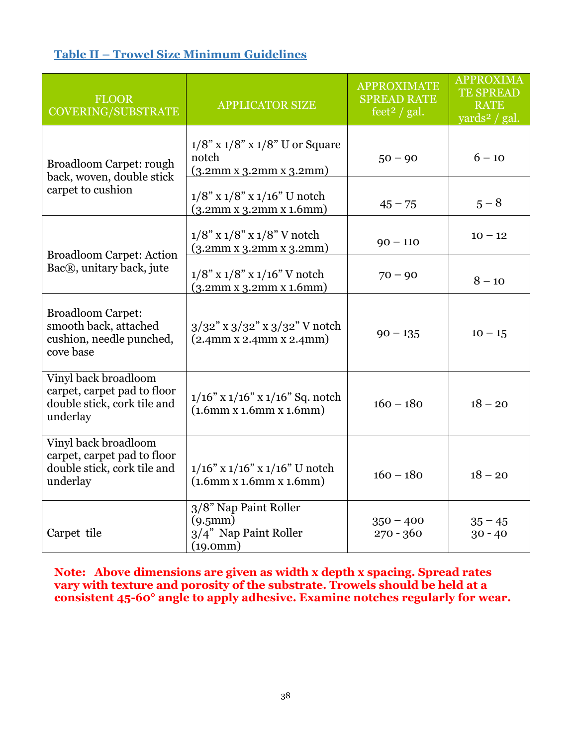## Table II – Trowel Size Minimum Guidelines

| FLOOR COVERING/SUBSTRATE | APPLICATOR SIZE | APPROXIMATE SPREAD RATE feet² / gal. | APPROXIMATE SPREAD RATE yards² / gal. |
|---|---|---|---|
| Broadloom Carpet: rough back, woven, double stick carpet to cushion | 1/8” x 1/8” x 1/8” U or Square notch (3.2mm x 3.2mm x 3.2mm) | 50 – 90 | 6 – 10 |
| | 1/8” x 1/8” x 1/16” U notch (3.2mm x 3.2mm x 1.6mm) | 45 – 75 | 5 – 8 |
| Broadloom Carpet: Action Bac®, unitary back, jute | 1/8” x 1/8” x 1/8” V notch (3.2mm x 3.2mm x 3.2mm) | 90 – 110 | 10 – 12 |
| | 1/8” x 1/8” x 1/16” V notch (3.2mm x 3.2mm x 1.6mm) | 70 – 90 | 8 – 10 |
| Broadloom Carpet: smooth back, attached cushion, needle punched, cove base | 3/32” x 3/32” x 3/32” V notch (2.4mm x 2.4mm x 2.4mm) | 90 – 135 | 10 – 15 |
| Vinyl back broadloom carpet, carpet pad to floor double stick, cork tile and underlay | 1/16” x 1/16” x 1/16” Sq. notch (1.6mm x 1.6mm x 1.6mm) | 160 – 180 | 18 – 20 |
| Vinyl back broadloom carpet, carpet pad to floor double stick, cork tile and underlay | 1/16” x 1/16” x 1/16” U notch (1.6mm x 1.6mm x 1.6mm) | 160 – 180 | 18 – 20 |
| Carpet tile | 3/8” Nap Paint Roller (9.5mm)<br>3/4” Nap Paint Roller (19.0mm) | 350 – 400<br>270 - 360 | 35 – 45<br>30 - 40 |

**Note: Above dimensions are given as width x depth x spacing. Spread rates vary with texture and porosity of the substrate. Trowels should be held at a consistent 45-60° angle to apply adhesive. Examine notches regularly for wear.**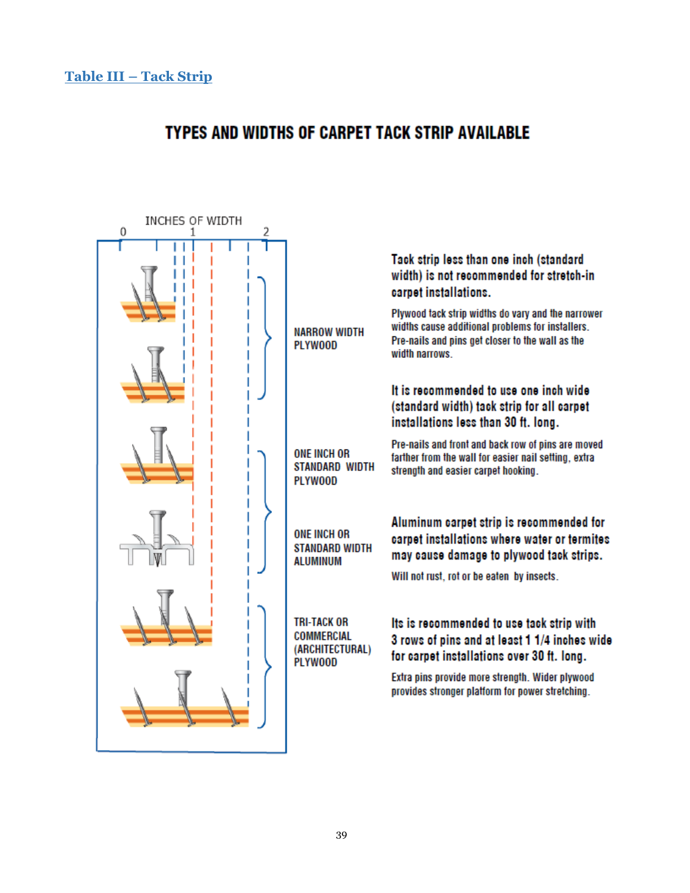## Table III – Tack Strip

# TYPES AND WIDTHS OF CARPET TACK STRIP AVAILABLE

INCHES OF WIDTH

0 1 2

NARROW WIDTH PLYWOOD

**Tack strip less than one inch (standard width) is not recommended for stretch-in carpet installations.**

Plywood tack strip widths do vary and the narrower widths cause additional problems for installers. Pre-nails and pins get closer to the wall as the width narrows.

**It is recommended to use one inch wide (standard width) tack strip for all carpet installations less than 30 ft. long.**

ONE INCH OR STANDARD WIDTH PLYWOOD

Pre-nails and front and back row of pins are moved farther from the wall for easier nail setting, extra strength and easier carpet hooking.

ONE INCH OR STANDARD WIDTH ALUMINUM

**Aluminum carpet strip is recommended for carpet installations where water or termites may cause damage to plywood tack strips.**

Will not rust, rot or be eaten by insects.

TRI-TACK OR COMMERCIAL (ARCHITECTURAL) PLYWOOD

**Its is recommended to use tack strip with 3 rows of pins and at least 1 1/4 inches wide for carpet installations over 30 ft. long.**

Extra pins provide more strength. Wider plywood provides stronger platform for power stretching.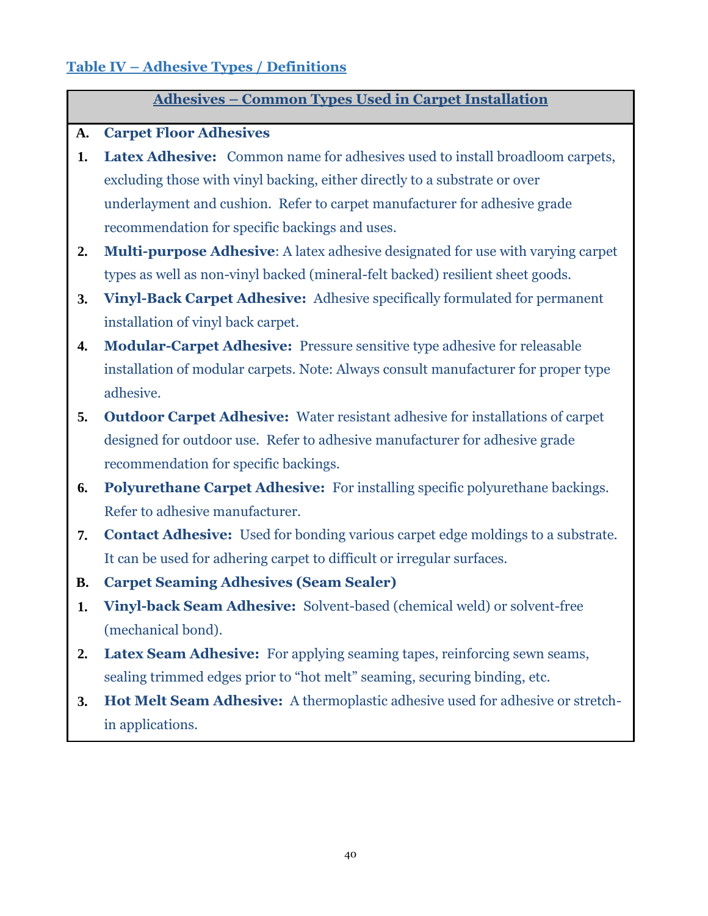## Table IV – Adhesive Types / Definitions

### Adhesives – Common Types Used in Carpet Installation

**A. Carpet Floor Adhesives**

1. **Latex Adhesive:** Common name for adhesives used to install broadloom carpets, excluding those with vinyl backing, either directly to a substrate or over underlayment and cushion. Refer to carpet manufacturer for adhesive grade recommendation for specific backings and uses.
2. **Multi-purpose Adhesive**: A latex adhesive designated for use with varying carpet types as well as non-vinyl backed (mineral-felt backed) resilient sheet goods.
3. **Vinyl-Back Carpet Adhesive:** Adhesive specifically formulated for permanent installation of vinyl back carpet.
4. **Modular-Carpet Adhesive:** Pressure sensitive type adhesive for releasable installation of modular carpets. Note: Always consult manufacturer for proper type adhesive.
5. **Outdoor Carpet Adhesive:** Water resistant adhesive for installations of carpet designed for outdoor use. Refer to adhesive manufacturer for adhesive grade recommendation for specific backings.
6. **Polyurethane Carpet Adhesive:** For installing specific polyurethane backings. Refer to adhesive manufacturer.
7. **Contact Adhesive:** Used for bonding various carpet edge moldings to a substrate. It can be used for adhering carpet to difficult or irregular surfaces.

**B. Carpet Seaming Adhesives (Seam Sealer)**

1. **Vinyl-back Seam Adhesive:** Solvent-based (chemical weld) or solvent-free (mechanical bond).
2. **Latex Seam Adhesive:** For applying seaming tapes, reinforcing sewn seams, sealing trimmed edges prior to "hot melt" seaming, securing binding, etc.
3. **Hot Melt Seam Adhesive:** A thermoplastic adhesive used for adhesive or stretch-in applications.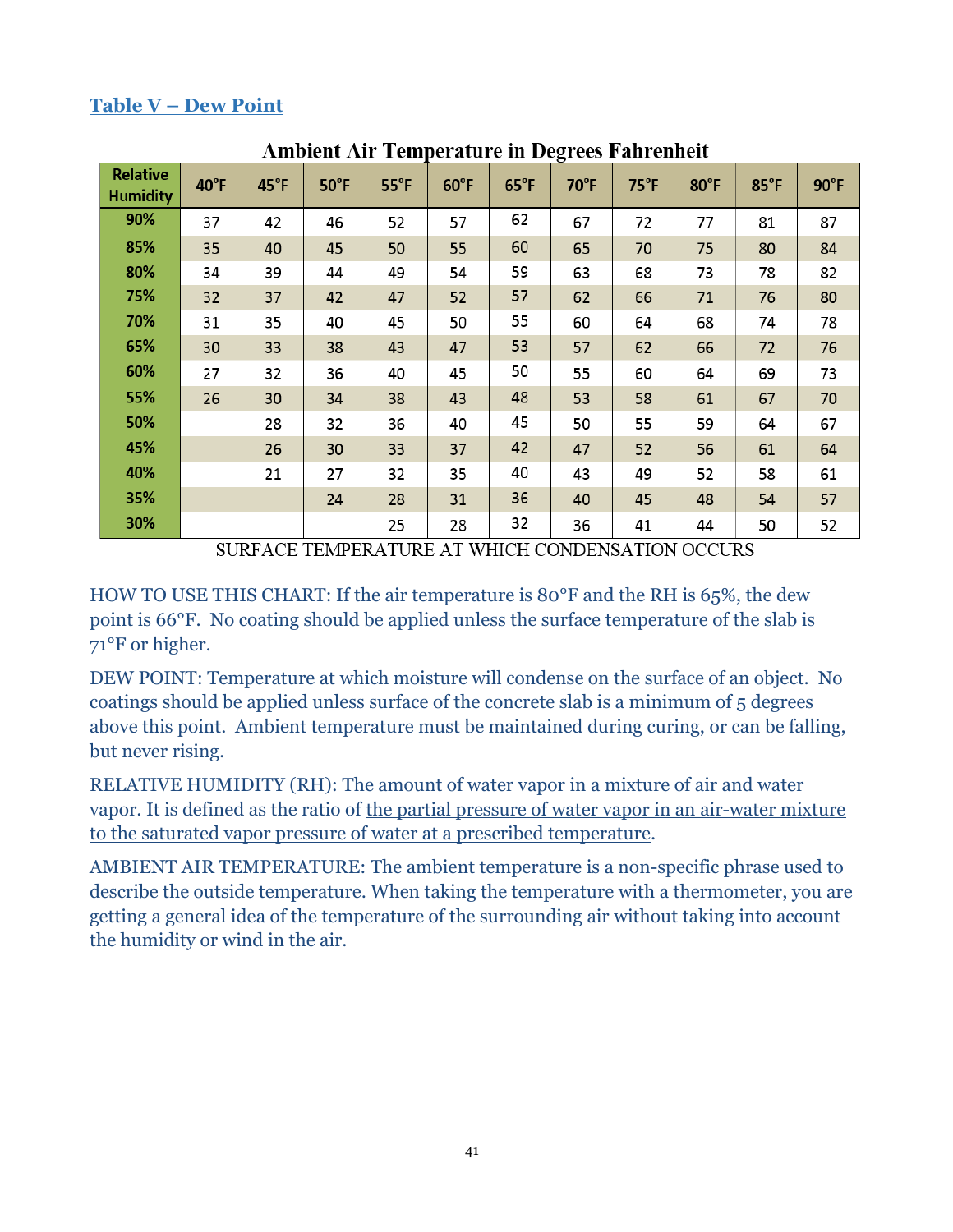## Table V – Dew Point

**Ambient Air Temperature in Degrees Fahrenheit**

| Relative Humidity | 40°F | 45°F | 50°F | 55°F | 60°F | 65°F | 70°F | 75°F | 80°F | 85°F | 90°F |
|---|---|---|---|---|---|---|---|---|---|---|---|
| 90% | 37 | 42 | 46 | 52 | 57 | 62 | 67 | 72 | 77 | 81 | 87 |
| 85% | 35 | 40 | 45 | 50 | 55 | 60 | 65 | 70 | 75 | 80 | 84 |
| 80% | 34 | 39 | 44 | 49 | 54 | 59 | 63 | 68 | 73 | 78 | 82 |
| 75% | 32 | 37 | 42 | 47 | 52 | 57 | 62 | 66 | 71 | 76 | 80 |
| 70% | 31 | 35 | 40 | 45 | 50 | 55 | 60 | 64 | 68 | 74 | 78 |
| 65% | 30 | 33 | 38 | 43 | 47 | 53 | 57 | 62 | 66 | 72 | 76 |
| 60% | 27 | 32 | 36 | 40 | 45 | 50 | 55 | 60 | 64 | 69 | 73 |
| 55% | 26 | 30 | 34 | 38 | 43 | 48 | 53 | 58 | 61 | 67 | 70 |
| 50% | | 28 | 32 | 36 | 40 | 45 | 50 | 55 | 59 | 64 | 67 |
| 45% | | 26 | 30 | 33 | 37 | 42 | 47 | 52 | 56 | 61 | 64 |
| 40% | | 21 | 27 | 32 | 35 | 40 | 43 | 49 | 52 | 58 | 61 |
| 35% | | | 24 | 28 | 31 | 36 | 40 | 45 | 48 | 54 | 57 |
| 30% | | | | 25 | 28 | 32 | 36 | 41 | 44 | 50 | 52 |

SURFACE TEMPERATURE AT WHICH CONDENSATION OCCURS

HOW TO USE THIS CHART: If the air temperature is 80°F and the RH is 65%, the dew point is 66°F. No coating should be applied unless the surface temperature of the slab is 71°F or higher.

DEW POINT: Temperature at which moisture will condense on the surface of an object. No coatings should be applied unless surface of the concrete slab is a minimum of 5 degrees above this point. Ambient temperature must be maintained during curing, or can be falling, but never rising.

RELATIVE HUMIDITY (RH): The amount of water vapor in a mixture of air and water vapor. It is defined as the ratio of the partial pressure of water vapor in an air-water mixture to the saturated vapor pressure of water at a prescribed temperature.

AMBIENT AIR TEMPERATURE: The ambient temperature is a non-specific phrase used to describe the outside temperature. When taking the temperature with a thermometer, you are getting a general idea of the temperature of the surrounding air without taking into account the humidity or wind in the air.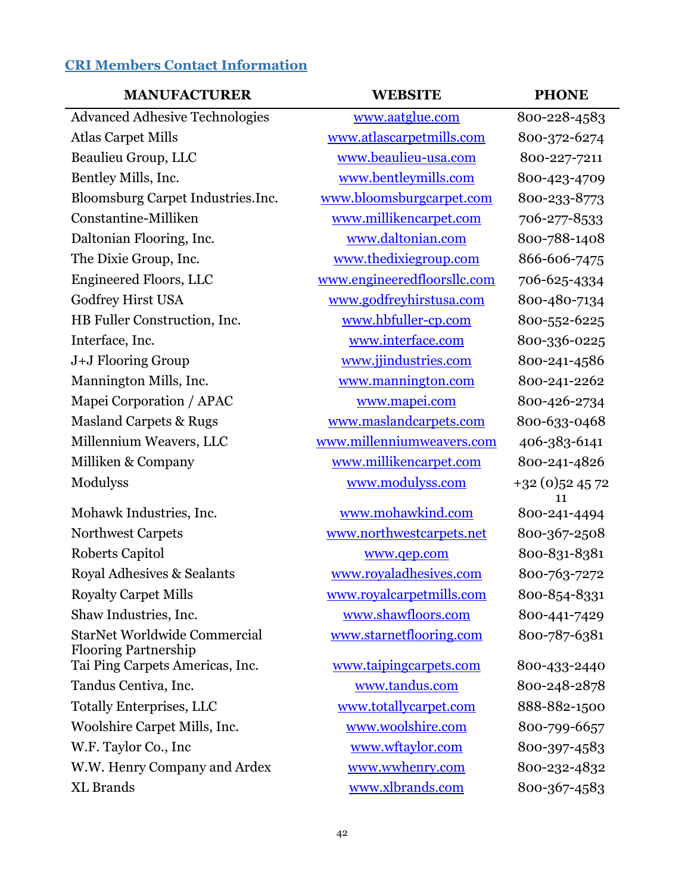## CRI Members Contact Information

| MANUFACTURER | WEBSITE | PHONE |
|---|---|---|
| Advanced Adhesive Technologies | www.aatglue.com | 800-228-4583 |
| Atlas Carpet Mills | www.atlascarpetmills.com | 800-372-6274 |
| Beaulieu Group, LLC | www.beaulieu-usa.com | 800-227-7211 |
| Bentley Mills, Inc. | www.bentleymills.com | 800-423-4709 |
| Bloomsburg Carpet Industries.Inc. | www.bloomsburgcarpet.com | 800-233-8773 |
| Constantine-Milliken | www.millikencarpet.com | 706-277-8533 |
| Daltonian Flooring, Inc. | www.daltonian.com | 800-788-1408 |
| The Dixie Group, Inc. | www.thedixiegroup.com | 866-606-7475 |
| Engineered Floors, LLC | www.engineeredfloorsllc.com | 706-625-4334 |
| Godfrey Hirst USA | www.godfreyhirstusa.com | 800-480-7134 |
| HB Fuller Construction, Inc. | www.hbfuller-cp.com | 800-552-6225 |
| Interface, Inc. | www.interface.com | 800-336-0225 |
| J+J Flooring Group | www.jjindustries.com | 800-241-4586 |
| Mannington Mills, Inc. | www.mannington.com | 800-241-2262 |
| Mapei Corporation / APAC | www.mapei.com | 800-426-2734 |
| Masland Carpets & Rugs | www.maslandcarpets.com | 800-633-0468 |
| Millennium Weavers, LLC | www.millenniumweavers.com | 406-383-6141 |
| Milliken & Company | www.millikencarpet.com | 800-241-4826 |
| Modulyss | www.modulyss.com | +32 (0)52 45 72 11 |
| Mohawk Industries, Inc. | www.mohawkind.com | 800-241-4494 |
| Northwest Carpets | www.northwestcarpets.net | 800-367-2508 |
| Roberts Capitol | www.qep.com | 800-831-8381 |
| Royal Adhesives & Sealants | www.royaladhesives.com | 800-763-7272 |
| Royalty Carpet Mills | www.royalcarpetmills.com | 800-854-8331 |
| Shaw Industries, Inc. | www.shawfloors.com | 800-441-7429 |
| StarNet Worldwide Commercial Flooring Partnership | www.starnetflooring.com | 800-787-6381 |
| Tai Ping Carpets Americas, Inc. | www.taipingcarpets.com | 800-433-2440 |
| Tandus Centiva, Inc. | www.tandus.com | 800-248-2878 |
| Totally Enterprises, LLC | www.totallycarpet.com | 888-882-1500 |
| Woolshire Carpet Mills, Inc. | www.woolshire.com | 800-799-6657 |
| W.F. Taylor Co., Inc | www.wftaylor.com | 800-397-4583 |
| W.W. Henry Company and Ardex | www.wwhenry.com | 800-232-4832 |
| XL Brands | www.xlbrands.com | 800-367-4583 |